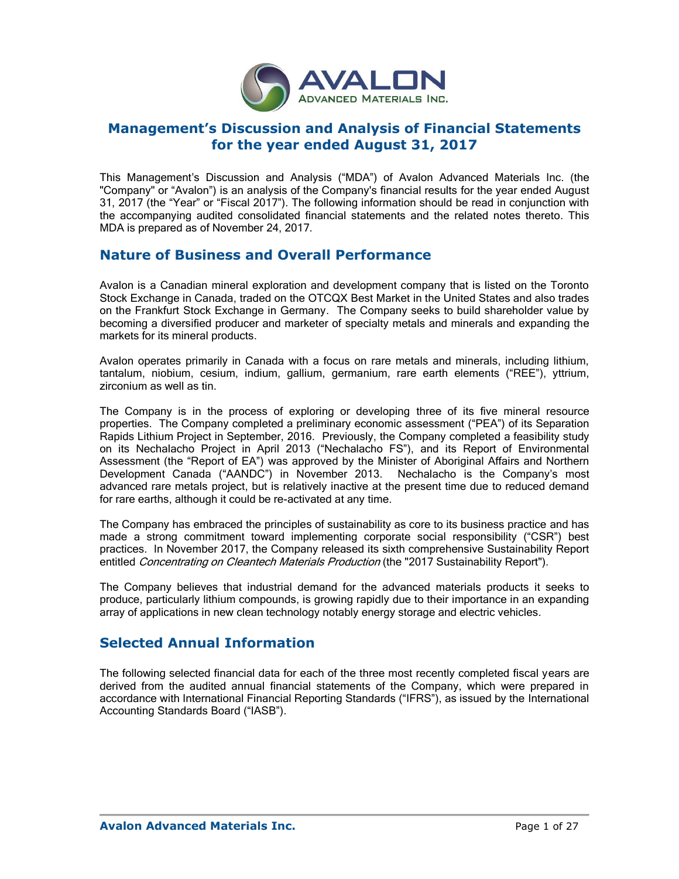# Management's Discussion and Analysis of Financial Statements for the year ended August 31, 2017

This Management's Discussion and Analysis ("MDA") of Avalon Advanced Materials Inc. (the "Company" or "Avalon") is an analysis of the Company's financial results for the year ended August 31, 2017 (the "Year" or "Fiscal 2017"). The following information should be read in conjunction with the accompanying audited consolidated financial statements and the related notes thereto. This MDA is prepared as of November 24, 2017.

## Nature of Business and Overall Performance

Avalon is a Canadian mineral exploration and development company that is listed on the Toronto Stock Exchange in Canada, traded on the OTCQX Best Market in the United States and also trades on the Frankfurt Stock Exchange in Germany. The Company seeks to build shareholder value by becoming a diversified producer and marketer of specialty metals and minerals and expanding the markets for its mineral products.

Avalon operates primarily in Canada with a focus on rare metals and minerals, including lithium, tantalum, niobium, cesium, indium, gallium, germanium, rare earth elements ("REE"), yttrium, zirconium as well as tin.

The Company is in the process of exploring or developing three of its five mineral resource properties. The Company completed a preliminary economic assessment ("PEA") of its Separation Rapids Lithium Project in September, 2016. Previously, the Company completed a feasibility study on its Nechalacho Project in April 2013 ("Nechalacho FS"), and its Report of Environmental Assessment (the "Report of EA") was approved by the Minister of Aboriginal Affairs and Northern Development Canada ("AANDC") in November 2013. Nechalacho is the Company's most advanced rare metals project, but is relatively inactive at the present time due to reduced demand for rare earths, although it could be re-activated at any time.

The Company has embraced the principles of sustainability as core to its business practice and has made a strong commitment toward implementing corporate social responsibility ("CSR") best practices. In November 2017, the Company released its sixth comprehensive Sustainability Report entitled *Concentrating on Cleantech Materials Production* (the "2017 Sustainability Report").

The Company believes that industrial demand for the advanced materials products it seeks to produce, particularly lithium compounds, is growing rapidly due to their importance in an expanding array of applications in new clean technology notably energy storage and electric vehicles.

## Selected Annual Information

The following selected financial data for each of the three most recently completed fiscal years are derived from the audited annual financial statements of the Company, which were prepared in accordance with International Financial Reporting Standards ("IFRS"), as issued by the International Accounting Standards Board ("IASB").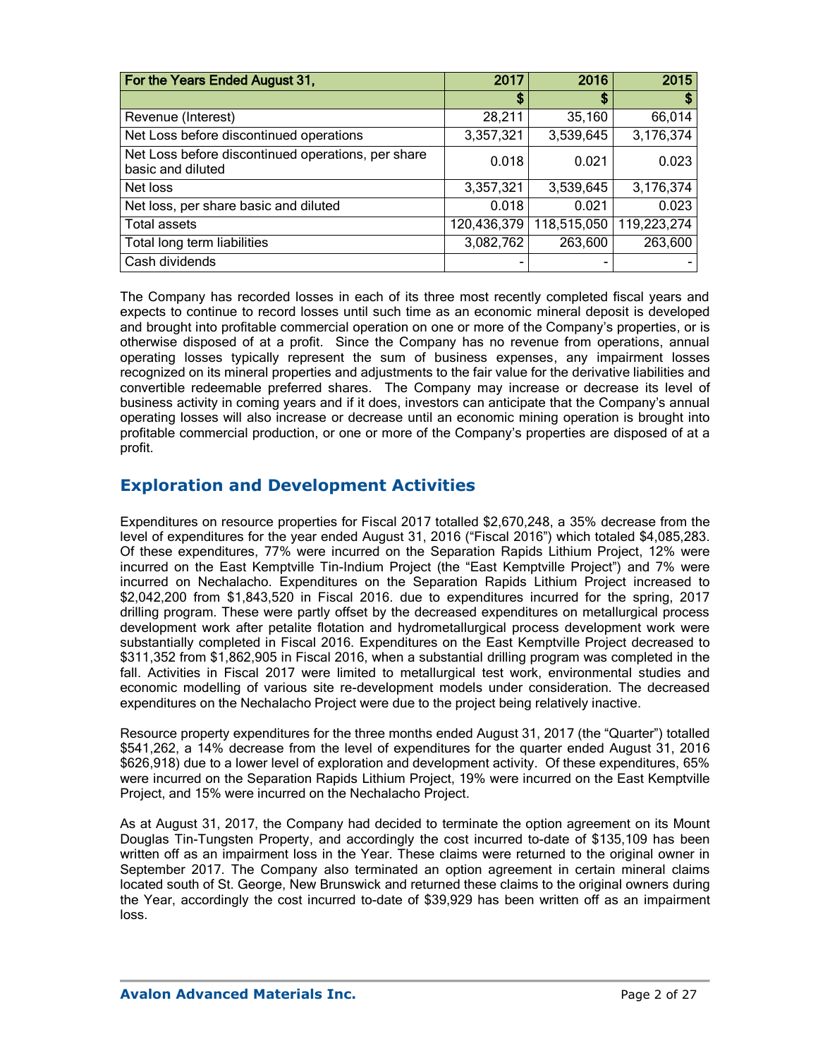| For the Years Ended August 31, | 2017 | 2016 | 2015 |
|---|---|---|---|
| | $ | $ | $ |
| Revenue (Interest) | 28,211 | 35,160 | 66,014 |
| Net Loss before discontinued operations | 3,357,321 | 3,539,645 | 3,176,374 |
| Net Loss before discontinued operations, per share basic and diluted | 0.018 | 0.021 | 0.023 |
| Net loss | 3,357,321 | 3,539,645 | 3,176,374 |
| Net loss, per share basic and diluted | 0.018 | 0.021 | 0.023 |
| Total assets | 120,436,379 | 118,515,050 | 119,223,274 |
| Total long term liabilities | 3,082,762 | 263,600 | 263,600 |
| Cash dividends | - | - | - |

The Company has recorded losses in each of its three most recently completed fiscal years and expects to continue to record losses until such time as an economic mineral deposit is developed and brought into profitable commercial operation on one or more of the Company's properties, or is otherwise disposed of at a profit. Since the Company has no revenue from operations, annual operating losses typically represent the sum of business expenses, any impairment losses recognized on its mineral properties and adjustments to the fair value for the derivative liabilities and convertible redeemable preferred shares. The Company may increase or decrease its level of business activity in coming years and if it does, investors can anticipate that the Company's annual operating losses will also increase or decrease until an economic mining operation is brought into profitable commercial production, or one or more of the Company's properties are disposed of at a profit.

## Exploration and Development Activities

Expenditures on resource properties for Fiscal 2017 totalled $2,670,248, a 35% decrease from the level of expenditures for the year ended August 31, 2016 ("Fiscal 2016") which totaled $4,085,283. Of these expenditures, 77% were incurred on the Separation Rapids Lithium Project, 12% were incurred on the East Kemptville Tin-Indium Project (the "East Kemptville Project") and 7% were incurred on Nechalacho. Expenditures on the Separation Rapids Lithium Project increased to $2,042,200 from $1,843,520 in Fiscal 2016. due to expenditures incurred for the spring, 2017 drilling program. These were partly offset by the decreased expenditures on metallurgical process development work after petalite flotation and hydrometallurgical process development work were substantially completed in Fiscal 2016. Expenditures on the East Kemptville Project decreased to $311,352 from $1,862,905 in Fiscal 2016, when a substantial drilling program was completed in the fall. Activities in Fiscal 2017 were limited to metallurgical test work, environmental studies and economic modelling of various site re-development models under consideration. The decreased expenditures on the Nechalacho Project were due to the project being relatively inactive.

Resource property expenditures for the three months ended August 31, 2017 (the "Quarter") totalled $541,262, a 14% decrease from the level of expenditures for the quarter ended August 31, 2016 $626,918) due to a lower level of exploration and development activity. Of these expenditures, 65% were incurred on the Separation Rapids Lithium Project, 19% were incurred on the East Kemptville Project, and 15% were incurred on the Nechalacho Project.

As at August 31, 2017, the Company had decided to terminate the option agreement on its Mount Douglas Tin-Tungsten Property, and accordingly the cost incurred to-date of $135,109 has been written off as an impairment loss in the Year. These claims were returned to the original owner in September 2017. The Company also terminated an option agreement in certain mineral claims located south of St. George, New Brunswick and returned these claims to the original owners during the Year, accordingly the cost incurred to-date of $39,929 has been written off as an impairment loss.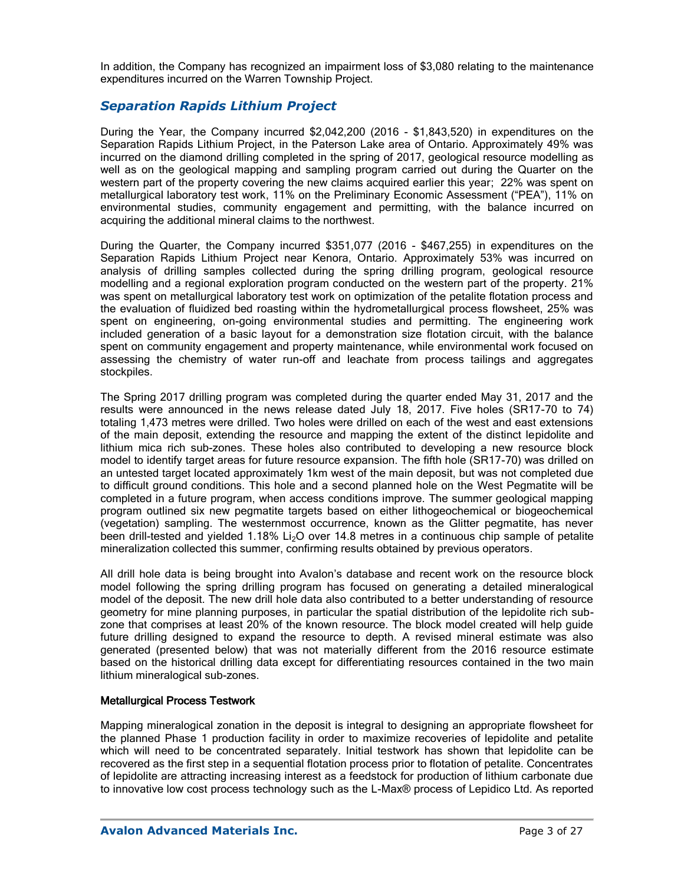In addition, the Company has recognized an impairment loss of $3,080 relating to the maintenance expenditures incurred on the Warren Township Project.

## *Separation Rapids Lithium Project*

During the Year, the Company incurred $2,042,200 (2016 - $1,843,520) in expenditures on the Separation Rapids Lithium Project, in the Paterson Lake area of Ontario. Approximately 49% was incurred on the diamond drilling completed in the spring of 2017, geological resource modelling as well as on the geological mapping and sampling program carried out during the Quarter on the western part of the property covering the new claims acquired earlier this year; 22% was spent on metallurgical laboratory test work, 11% on the Preliminary Economic Assessment ("PEA"), 11% on environmental studies, community engagement and permitting, with the balance incurred on acquiring the additional mineral claims to the northwest.

During the Quarter, the Company incurred $351,077 (2016 - $467,255) in expenditures on the Separation Rapids Lithium Project near Kenora, Ontario. Approximately 53% was incurred on analysis of drilling samples collected during the spring drilling program, geological resource modelling and a regional exploration program conducted on the western part of the property. 21% was spent on metallurgical laboratory test work on optimization of the petalite flotation process and the evaluation of fluidized bed roasting within the hydrometallurgical process flowsheet, 25% was spent on engineering, on-going environmental studies and permitting. The engineering work included generation of a basic layout for a demonstration size flotation circuit, with the balance spent on community engagement and property maintenance, while environmental work focused on assessing the chemistry of water run-off and leachate from process tailings and aggregates stockpiles.

The Spring 2017 drilling program was completed during the quarter ended May 31, 2017 and the results were announced in the news release dated July 18, 2017. Five holes (SR17-70 to 74) totaling 1,473 metres were drilled. Two holes were drilled on each of the west and east extensions of the main deposit, extending the resource and mapping the extent of the distinct lepidolite and lithium mica rich sub-zones. These holes also contributed to developing a new resource block model to identify target areas for future resource expansion. The fifth hole (SR17-70) was drilled on an untested target located approximately 1km west of the main deposit, but was not completed due to difficult ground conditions. This hole and a second planned hole on the West Pegmatite will be completed in a future program, when access conditions improve. The summer geological mapping program outlined six new pegmatite targets based on either lithogeochemical or biogeochemical (vegetation) sampling. The westernmost occurrence, known as the Glitter pegmatite, has never been drill-tested and yielded 1.18% $Li_2O$ over 14.8 metres in a continuous chip sample of petalite mineralization collected this summer, confirming results obtained by previous operators.

All drill hole data is being brought into Avalon's database and recent work on the resource block model following the spring drilling program has focused on generating a detailed mineralogical model of the deposit. The new drill hole data also contributed to a better understanding of resource geometry for mine planning purposes, in particular the spatial distribution of the lepidolite rich sub-zone that comprises at least 20% of the known resource. The block model created will help guide future drilling designed to expand the resource to depth. A revised mineral estimate was also generated (presented below) that was not materially different from the 2016 resource estimate based on the historical drilling data except for differentiating resources contained in the two main lithium mineralogical sub-zones.

### Metallurgical Process Testwork

Mapping mineralogical zonation in the deposit is integral to designing an appropriate flowsheet for the planned Phase 1 production facility in order to maximize recoveries of lepidolite and petalite which will need to be concentrated separately. Initial testwork has shown that lepidolite can be recovered as the first step in a sequential flotation process prior to flotation of petalite. Concentrates of lepidolite are attracting increasing interest as a feedstock for production of lithium carbonate due to innovative low cost process technology such as the L-Max® process of Lepidico Ltd. As reported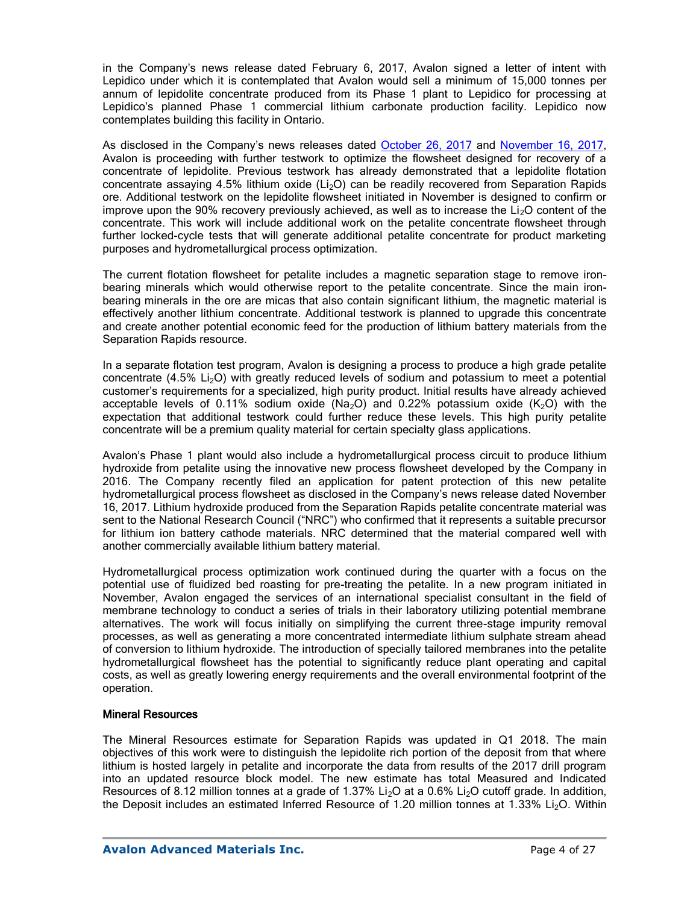in the Company's news release dated February 6, 2017, Avalon signed a letter of intent with Lepidico under which it is contemplated that Avalon would sell a minimum of 15,000 tonnes per annum of lepidolite concentrate produced from its Phase 1 plant to Lepidico for processing at Lepidico's planned Phase 1 commercial lithium carbonate production facility. Lepidico now contemplates building this facility in Ontario.

As disclosed in the Company's news releases dated October 26, 2017 and November 16, 2017, Avalon is proceeding with further testwork to optimize the flowsheet designed for recovery of a concentrate of lepidolite. Previous testwork has already demonstrated that a lepidolite flotation concentrate assaying 4.5% lithium oxide ($Li_2O$) can be readily recovered from Separation Rapids ore. Additional testwork on the lepidolite flowsheet initiated in November is designed to confirm or improve upon the 90% recovery previously achieved, as well as to increase the $Li_2O$ content of the concentrate. This work will include additional work on the petalite concentrate flowsheet through further locked-cycle tests that will generate additional petalite concentrate for product marketing purposes and hydrometallurgical process optimization.

The current flotation flowsheet for petalite includes a magnetic separation stage to remove iron-bearing minerals which would otherwise report to the petalite concentrate. Since the main iron-bearing minerals in the ore are micas that also contain significant lithium, the magnetic material is effectively another lithium concentrate. Additional testwork is planned to upgrade this concentrate and create another potential economic feed for the production of lithium battery materials from the Separation Rapids resource.

In a separate flotation test program, Avalon is designing a process to produce a high grade petalite concentrate (4.5% $Li_2O$) with greatly reduced levels of sodium and potassium to meet a potential customer's requirements for a specialized, high purity product. Initial results have already achieved acceptable levels of 0.11% sodium oxide ($Na_2O$) and 0.22% potassium oxide ($K_2O$) with the expectation that additional testwork could further reduce these levels. This high purity petalite concentrate will be a premium quality material for certain specialty glass applications.

Avalon's Phase 1 plant would also include a hydrometallurgical process circuit to produce lithium hydroxide from petalite using the innovative new process flowsheet developed by the Company in 2016. The Company recently filed an application for patent protection of this new petalite hydrometallurgical process flowsheet as disclosed in the Company's news release dated November 16, 2017. Lithium hydroxide produced from the Separation Rapids petalite concentrate material was sent to the National Research Council ("NRC") who confirmed that it represents a suitable precursor for lithium ion battery cathode materials. NRC determined that the material compared well with another commercially available lithium battery material.

Hydrometallurgical process optimization work continued during the quarter with a focus on the potential use of fluidized bed roasting for pre-treating the petalite. In a new program initiated in November, Avalon engaged the services of an international specialist consultant in the field of membrane technology to conduct a series of trials in their laboratory utilizing potential membrane alternatives. The work will focus initially on simplifying the current three-stage impurity removal processes, as well as generating a more concentrated intermediate lithium sulphate stream ahead of conversion to lithium hydroxide. The introduction of specially tailored membranes into the petalite hydrometallurgical flowsheet has the potential to significantly reduce plant operating and capital costs, as well as greatly lowering energy requirements and the overall environmental footprint of the operation.

### Mineral Resources

The Mineral Resources estimate for Separation Rapids was updated in Q1 2018. The main objectives of this work were to distinguish the lepidolite rich portion of the deposit from that where lithium is hosted largely in petalite and incorporate the data from results of the 2017 drill program into an updated resource block model. The new estimate has total Measured and Indicated Resources of 8.12 million tonnes at a grade of 1.37% $Li_2O$ at a 0.6% $Li_2O$ cutoff grade. In addition, the Deposit includes an estimated Inferred Resource of 1.20 million tonnes at 1.33% $Li_2O$. Within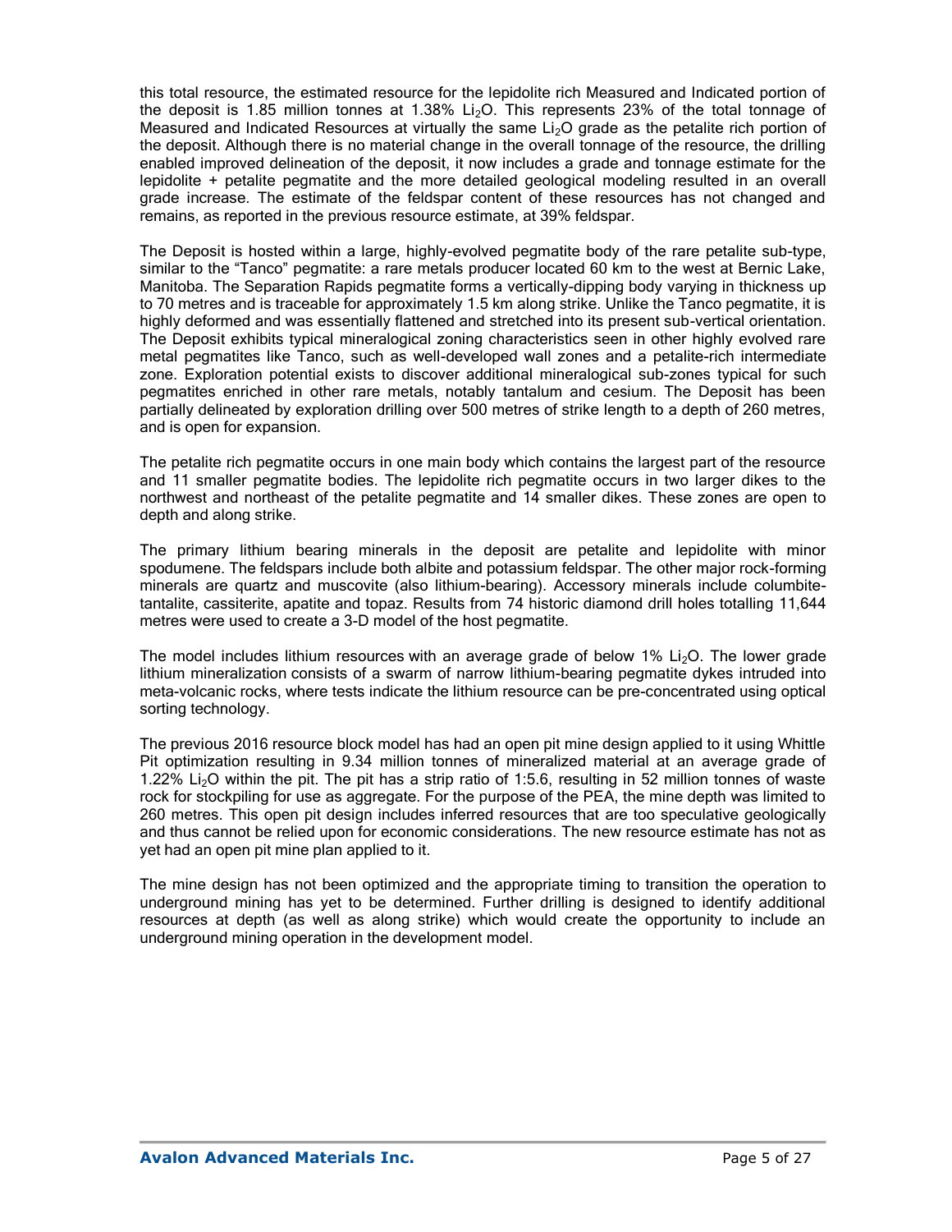this total resource, the estimated resource for the lepidolite rich Measured and Indicated portion of the deposit is 1.85 million tonnes at 1.38% $Li_2O$. This represents 23% of the total tonnage of Measured and Indicated Resources at virtually the same $Li_2O$ grade as the petalite rich portion of the deposit. Although there is no material change in the overall tonnage of the resource, the drilling enabled improved delineation of the deposit, it now includes a grade and tonnage estimate for the lepidolite + petalite pegmatite and the more detailed geological modeling resulted in an overall grade increase. The estimate of the feldspar content of these resources has not changed and remains, as reported in the previous resource estimate, at 39% feldspar.

The Deposit is hosted within a large, highly-evolved pegmatite body of the rare petalite sub-type, similar to the "Tanco" pegmatite: a rare metals producer located 60 km to the west at Bernic Lake, Manitoba. The Separation Rapids pegmatite forms a vertically-dipping body varying in thickness up to 70 metres and is traceable for approximately 1.5 km along strike. Unlike the Tanco pegmatite, it is highly deformed and was essentially flattened and stretched into its present sub-vertical orientation. The Deposit exhibits typical mineralogical zoning characteristics seen in other highly evolved rare metal pegmatites like Tanco, such as well-developed wall zones and a petalite-rich intermediate zone. Exploration potential exists to discover additional mineralogical sub-zones typical for such pegmatites enriched in other rare metals, notably tantalum and cesium. The Deposit has been partially delineated by exploration drilling over 500 metres of strike length to a depth of 260 metres, and is open for expansion.

The petalite rich pegmatite occurs in one main body which contains the largest part of the resource and 11 smaller pegmatite bodies. The lepidolite rich pegmatite occurs in two larger dikes to the northwest and northeast of the petalite pegmatite and 14 smaller dikes. These zones are open to depth and along strike.

The primary lithium bearing minerals in the deposit are petalite and lepidolite with minor spodumene. The feldspars include both albite and potassium feldspar. The other major rock-forming minerals are quartz and muscovite (also lithium-bearing). Accessory minerals include columbite-tantalite, cassiterite, apatite and topaz. Results from 74 historic diamond drill holes totalling 11,644 metres were used to create a 3-D model of the host pegmatite.

The model includes lithium resources with an average grade of below 1% $Li_2O$. The lower grade lithium mineralization consists of a swarm of narrow lithium-bearing pegmatite dykes intruded into meta-volcanic rocks, where tests indicate the lithium resource can be pre-concentrated using optical sorting technology.

The previous 2016 resource block model has had an open pit mine design applied to it using Whittle Pit optimization resulting in 9.34 million tonnes of mineralized material at an average grade of 1.22% $Li_2O$ within the pit. The pit has a strip ratio of 1:5.6, resulting in 52 million tonnes of waste rock for stockpiling for use as aggregate. For the purpose of the PEA, the mine depth was limited to 260 metres. This open pit design includes inferred resources that are too speculative geologically and thus cannot be relied upon for economic considerations. The new resource estimate has not as yet had an open pit mine plan applied to it.

The mine design has not been optimized and the appropriate timing to transition the operation to underground mining has yet to be determined. Further drilling is designed to identify additional resources at depth (as well as along strike) which would create the opportunity to include an underground mining operation in the development model.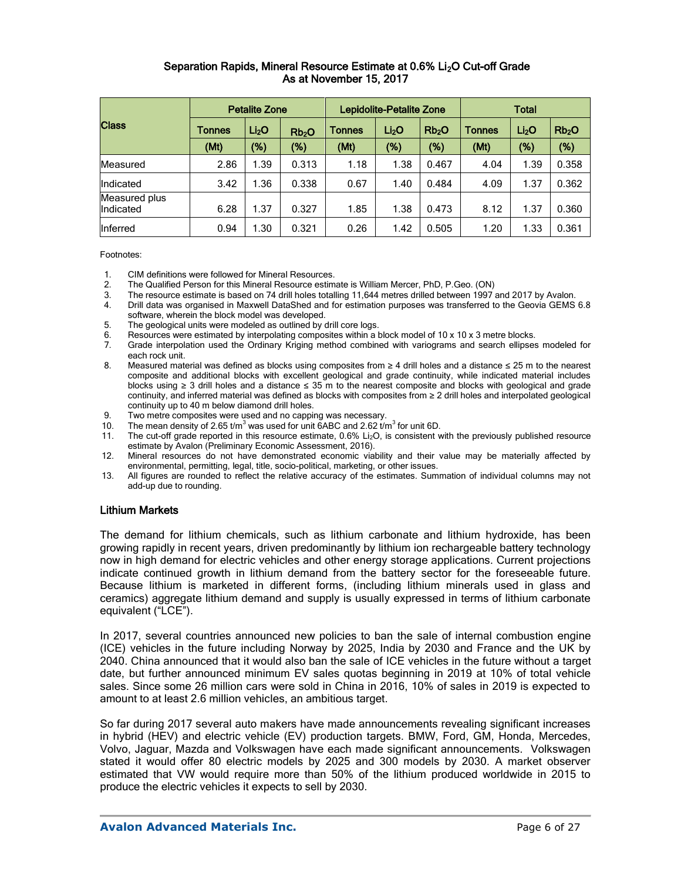### Separation Rapids, Mineral Resource Estimate at 0.6% $Li_2O$ Cut-off Grade
### As at November 15, 2017

| Class | Petalite Zone | | | Lepidolite-Petalite Zone | | | Total | | |
|---|---|---|---|---|---|---|---|---|---|
| | Tonnes (Mt) | $Li_2O$ (%) | $Rb_2O$ (%) | Tonnes (Mt) | $Li_2O$ (%) | $Rb_2O$ (%) | Tonnes (Mt) | $Li_2O$ (%) | $Rb_2O$ (%) |
| Measured | 2.86 | 1.39 | 0.313 | 1.18 | 1.38 | 0.467 | 4.04 | 1.39 | 0.358 |
| Indicated | 3.42 | 1.36 | 0.338 | 0.67 | 1.40 | 0.484 | 4.09 | 1.37 | 0.362 |
| Measured plus Indicated | 6.28 | 1.37 | 0.327 | 1.85 | 1.38 | 0.473 | 8.12 | 1.37 | 0.360 |
| Inferred | 0.94 | 1.30 | 0.321 | 0.26 | 1.42 | 0.505 | 1.20 | 1.33 | 0.361 |

Footnotes:

1. CIM definitions were followed for Mineral Resources.
2. The Qualified Person for this Mineral Resource estimate is William Mercer, PhD, P.Geo. (ON)
3. The resource estimate is based on 74 drill holes totalling 11,644 metres drilled between 1997 and 2017 by Avalon.
4. Drill data was organised in Maxwell DataShed and for estimation purposes was transferred to the Geovia GEMS 6.8 software, wherein the block model was developed.
5. The geological units were modeled as outlined by drill core logs.
6. Resources were estimated by interpolating composites within a block model of 10 x 10 x 3 metre blocks.
7. Grade interpolation used the Ordinary Kriging method combined with variograms and search ellipses modeled for each rock unit.
8. Measured material was defined as blocks using composites from ≥ 4 drill holes and a distance ≤ 25 m to the nearest composite and additional blocks with excellent geological and grade continuity, while indicated material includes blocks using ≥ 3 drill holes and a distance ≤ 35 m to the nearest composite and blocks with geological and grade continuity, and inferred material was defined as blocks with composites from ≥ 2 drill holes and interpolated geological continuity up to 40 m below diamond drill holes.
9. Two metre composites were used and no capping was necessary.
10. The mean density of 2.65 $t/m^3$ was used for unit 6ABC and 2.62 $t/m^3$ for unit 6D.
11. The cut-off grade reported in this resource estimate, 0.6% $Li_2O$, is consistent with the previously published resource estimate by Avalon (Preliminary Economic Assessment, 2016).
12. Mineral resources do not have demonstrated economic viability and their value may be materially affected by environmental, permitting, legal, title, socio-political, marketing, or other issues.
13. All figures are rounded to reflect the relative accuracy of the estimates. Summation of individual columns may not add-up due to rounding.

### Lithium Markets

The demand for lithium chemicals, such as lithium carbonate and lithium hydroxide, has been growing rapidly in recent years, driven predominantly by lithium ion rechargeable battery technology now in high demand for electric vehicles and other energy storage applications. Current projections indicate continued growth in lithium demand from the battery sector for the foreseeable future. Because lithium is marketed in different forms, (including lithium minerals used in glass and ceramics) aggregate lithium demand and supply is usually expressed in terms of lithium carbonate equivalent ("LCE").

In 2017, several countries announced new policies to ban the sale of internal combustion engine (ICE) vehicles in the future including Norway by 2025, India by 2030 and France and the UK by 2040. China announced that it would also ban the sale of ICE vehicles in the future without a target date, but further announced minimum EV sales quotas beginning in 2019 at 10% of total vehicle sales. Since some 26 million cars were sold in China in 2016, 10% of sales in 2019 is expected to amount to at least 2.6 million vehicles, an ambitious target.

So far during 2017 several auto makers have made announcements revealing significant increases in hybrid (HEV) and electric vehicle (EV) production targets. BMW, Ford, GM, Honda, Mercedes, Volvo, Jaguar, Mazda and Volkswagen have each made significant announcements. Volkswagen stated it would offer 80 electric models by 2025 and 300 models by 2030. A market observer estimated that VW would require more than 50% of the lithium produced worldwide in 2015 to produce the electric vehicles it expects to sell by 2030.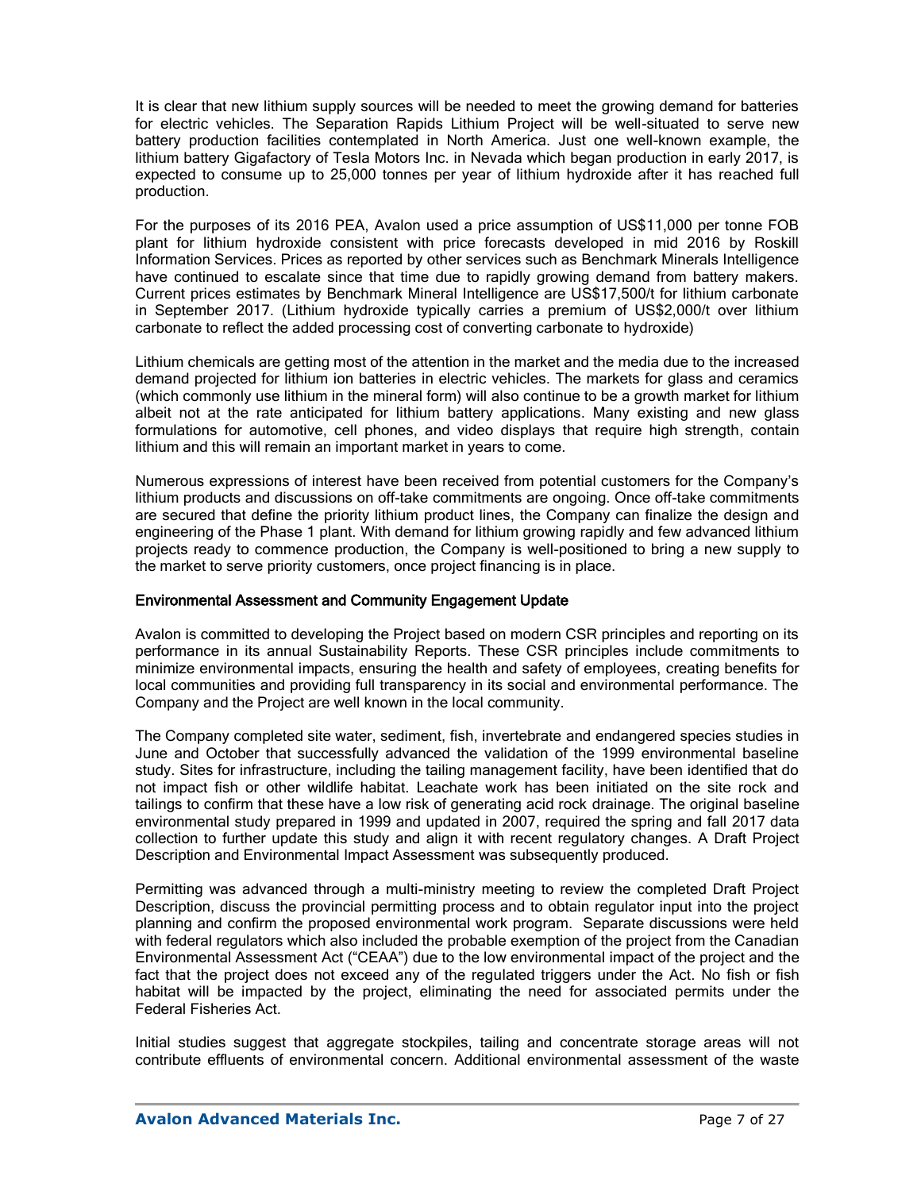It is clear that new lithium supply sources will be needed to meet the growing demand for batteries for electric vehicles. The Separation Rapids Lithium Project will be well-situated to serve new battery production facilities contemplated in North America. Just one well-known example, the lithium battery Gigafactory of Tesla Motors Inc. in Nevada which began production in early 2017, is expected to consume up to 25,000 tonnes per year of lithium hydroxide after it has reached full production.

For the purposes of its 2016 PEA, Avalon used a price assumption of US$11,000 per tonne FOB plant for lithium hydroxide consistent with price forecasts developed in mid 2016 by Roskill Information Services. Prices as reported by other services such as Benchmark Minerals Intelligence have continued to escalate since that time due to rapidly growing demand from battery makers. Current prices estimates by Benchmark Mineral Intelligence are US$17,500/t for lithium carbonate in September 2017. (Lithium hydroxide typically carries a premium of US$2,000/t over lithium carbonate to reflect the added processing cost of converting carbonate to hydroxide)

Lithium chemicals are getting most of the attention in the market and the media due to the increased demand projected for lithium ion batteries in electric vehicles. The markets for glass and ceramics (which commonly use lithium in the mineral form) will also continue to be a growth market for lithium albeit not at the rate anticipated for lithium battery applications. Many existing and new glass formulations for automotive, cell phones, and video displays that require high strength, contain lithium and this will remain an important market in years to come.

Numerous expressions of interest have been received from potential customers for the Company's lithium products and discussions on off-take commitments are ongoing. Once off-take commitments are secured that define the priority lithium product lines, the Company can finalize the design and engineering of the Phase 1 plant. With demand for lithium growing rapidly and few advanced lithium projects ready to commence production, the Company is well-positioned to bring a new supply to the market to serve priority customers, once project financing is in place.

### Environmental Assessment and Community Engagement Update

Avalon is committed to developing the Project based on modern CSR principles and reporting on its performance in its annual Sustainability Reports. These CSR principles include commitments to minimize environmental impacts, ensuring the health and safety of employees, creating benefits for local communities and providing full transparency in its social and environmental performance. The Company and the Project are well known in the local community.

The Company completed site water, sediment, fish, invertebrate and endangered species studies in June and October that successfully advanced the validation of the 1999 environmental baseline study. Sites for infrastructure, including the tailing management facility, have been identified that do not impact fish or other wildlife habitat. Leachate work has been initiated on the site rock and tailings to confirm that these have a low risk of generating acid rock drainage. The original baseline environmental study prepared in 1999 and updated in 2007, required the spring and fall 2017 data collection to further update this study and align it with recent regulatory changes. A Draft Project Description and Environmental Impact Assessment was subsequently produced.

Permitting was advanced through a multi-ministry meeting to review the completed Draft Project Description, discuss the provincial permitting process and to obtain regulator input into the project planning and confirm the proposed environmental work program. Separate discussions were held with federal regulators which also included the probable exemption of the project from the Canadian Environmental Assessment Act ("CEAA") due to the low environmental impact of the project and the fact that the project does not exceed any of the regulated triggers under the Act. No fish or fish habitat will be impacted by the project, eliminating the need for associated permits under the Federal Fisheries Act.

Initial studies suggest that aggregate stockpiles, tailing and concentrate storage areas will not contribute effluents of environmental concern. Additional environmental assessment of the waste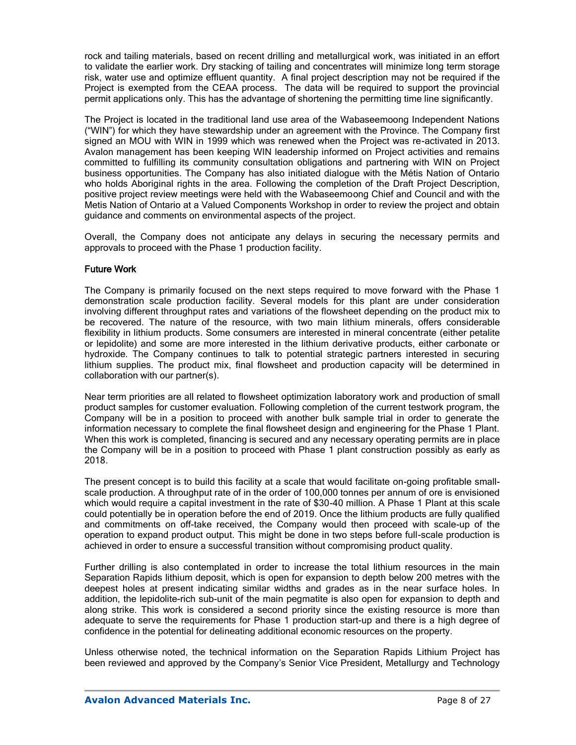rock and tailing materials, based on recent drilling and metallurgical work, was initiated in an effort to validate the earlier work. Dry stacking of tailing and concentrates will minimize long term storage risk, water use and optimize effluent quantity. A final project description may not be required if the Project is exempted from the CEAA process. The data will be required to support the provincial permit applications only. This has the advantage of shortening the permitting time line significantly.

The Project is located in the traditional land use area of the Wabaseemoong Independent Nations ("WIN") for which they have stewardship under an agreement with the Province. The Company first signed an MOU with WIN in 1999 which was renewed when the Project was re-activated in 2013. Avalon management has been keeping WIN leadership informed on Project activities and remains committed to fulfilling its community consultation obligations and partnering with WIN on Project business opportunities. The Company has also initiated dialogue with the Métis Nation of Ontario who holds Aboriginal rights in the area. Following the completion of the Draft Project Description, positive project review meetings were held with the Wabaseemoong Chief and Council and with the Metis Nation of Ontario at a Valued Components Workshop in order to review the project and obtain guidance and comments on environmental aspects of the project.

Overall, the Company does not anticipate any delays in securing the necessary permits and approvals to proceed with the Phase 1 production facility.

### Future Work

The Company is primarily focused on the next steps required to move forward with the Phase 1 demonstration scale production facility. Several models for this plant are under consideration involving different throughput rates and variations of the flowsheet depending on the product mix to be recovered. The nature of the resource, with two main lithium minerals, offers considerable flexibility in lithium products. Some consumers are interested in mineral concentrate (either petalite or lepidolite) and some are more interested in the lithium derivative products, either carbonate or hydroxide. The Company continues to talk to potential strategic partners interested in securing lithium supplies. The product mix, final flowsheet and production capacity will be determined in collaboration with our partner(s).

Near term priorities are all related to flowsheet optimization laboratory work and production of small product samples for customer evaluation. Following completion of the current testwork program, the Company will be in a position to proceed with another bulk sample trial in order to generate the information necessary to complete the final flowsheet design and engineering for the Phase 1 Plant. When this work is completed, financing is secured and any necessary operating permits are in place the Company will be in a position to proceed with Phase 1 plant construction possibly as early as 2018.

The present concept is to build this facility at a scale that would facilitate on-going profitable small-scale production. A throughput rate of in the order of 100,000 tonnes per annum of ore is envisioned which would require a capital investment in the rate of $30-40 million. A Phase 1 Plant at this scale could potentially be in operation before the end of 2019. Once the lithium products are fully qualified and commitments on off-take received, the Company would then proceed with scale-up of the operation to expand product output. This might be done in two steps before full-scale production is achieved in order to ensure a successful transition without compromising product quality.

Further drilling is also contemplated in order to increase the total lithium resources in the main Separation Rapids lithium deposit, which is open for expansion to depth below 200 metres with the deepest holes at present indicating similar widths and grades as in the near surface holes. In addition, the lepidolite-rich sub-unit of the main pegmatite is also open for expansion to depth and along strike. This work is considered a second priority since the existing resource is more than adequate to serve the requirements for Phase 1 production start-up and there is a high degree of confidence in the potential for delineating additional economic resources on the property.

Unless otherwise noted, the technical information on the Separation Rapids Lithium Project has been reviewed and approved by the Company's Senior Vice President, Metallurgy and Technology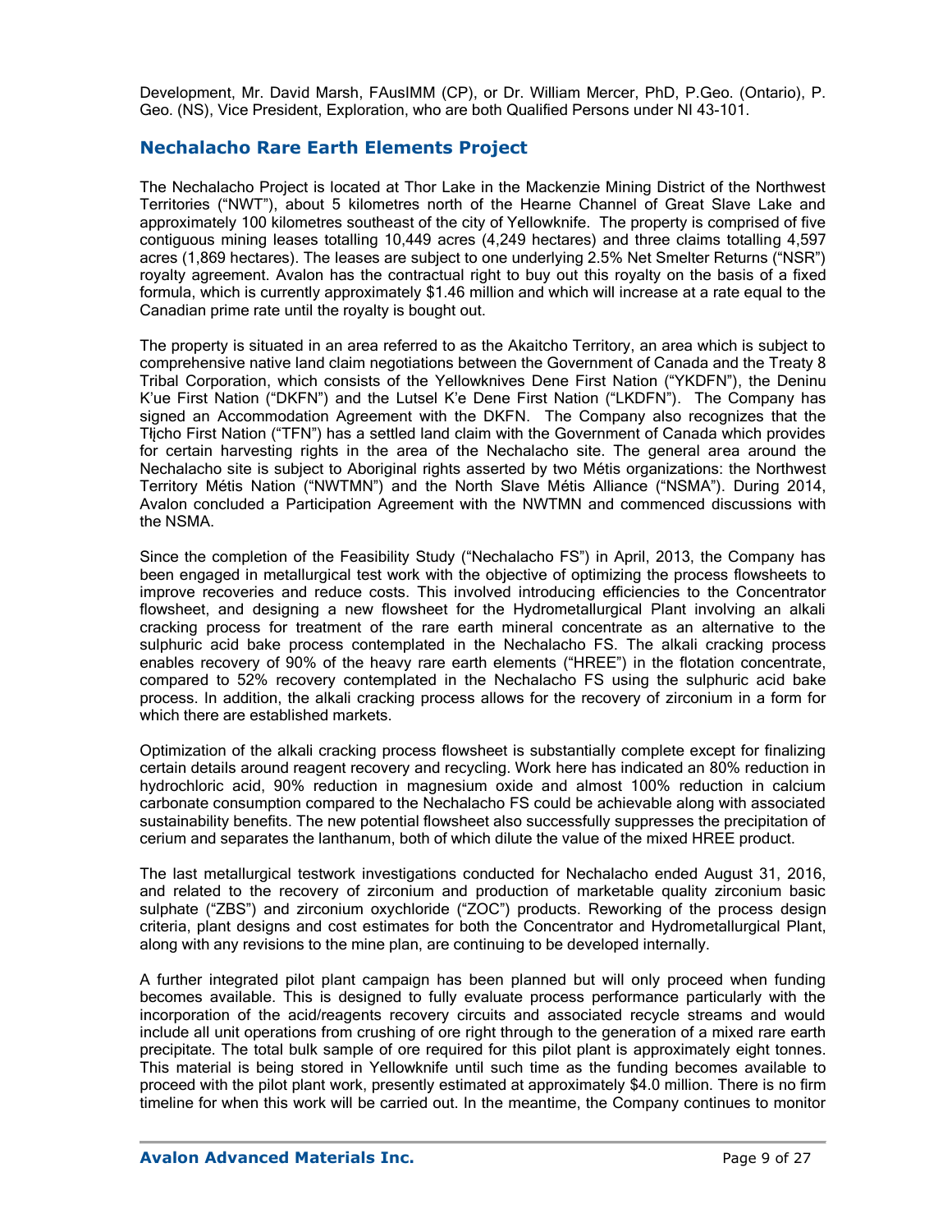Development, Mr. David Marsh, FAusIMM (CP), or Dr. William Mercer, PhD, P.Geo. (Ontario), P. Geo. (NS), Vice President, Exploration, who are both Qualified Persons under NI 43-101.

## Nechalacho Rare Earth Elements Project

The Nechalacho Project is located at Thor Lake in the Mackenzie Mining District of the Northwest Territories ("NWT"), about 5 kilometres north of the Hearne Channel of Great Slave Lake and approximately 100 kilometres southeast of the city of Yellowknife. The property is comprised of five contiguous mining leases totalling 10,449 acres (4,249 hectares) and three claims totalling 4,597 acres (1,869 hectares). The leases are subject to one underlying 2.5% Net Smelter Returns ("NSR") royalty agreement. Avalon has the contractual right to buy out this royalty on the basis of a fixed formula, which is currently approximately $1.46 million and which will increase at a rate equal to the Canadian prime rate until the royalty is bought out.

The property is situated in an area referred to as the Akaitcho Territory, an area which is subject to comprehensive native land claim negotiations between the Government of Canada and the Treaty 8 Tribal Corporation, which consists of the Yellowknives Dene First Nation ("YKDFN"), the Deninu K'ue First Nation ("DKFN") and the Lutsel K'e Dene First Nation ("LKDFN"). The Company has signed an Accommodation Agreement with the DKFN. The Company also recognizes that the Tłįcho First Nation ("TFN") has a settled land claim with the Government of Canada which provides for certain harvesting rights in the area of the Nechalacho site. The general area around the Nechalacho site is subject to Aboriginal rights asserted by two Métis organizations: the Northwest Territory Métis Nation ("NWTMN") and the North Slave Métis Alliance ("NSMA"). During 2014, Avalon concluded a Participation Agreement with the NWTMN and commenced discussions with the NSMA.

Since the completion of the Feasibility Study ("Nechalacho FS") in April, 2013, the Company has been engaged in metallurgical test work with the objective of optimizing the process flowsheets to improve recoveries and reduce costs. This involved introducing efficiencies to the Concentrator flowsheet, and designing a new flowsheet for the Hydrometallurgical Plant involving an alkali cracking process for treatment of the rare earth mineral concentrate as an alternative to the sulphuric acid bake process contemplated in the Nechalacho FS. The alkali cracking process enables recovery of 90% of the heavy rare earth elements ("HREE") in the flotation concentrate, compared to 52% recovery contemplated in the Nechalacho FS using the sulphuric acid bake process. In addition, the alkali cracking process allows for the recovery of zirconium in a form for which there are established markets.

Optimization of the alkali cracking process flowsheet is substantially complete except for finalizing certain details around reagent recovery and recycling. Work here has indicated an 80% reduction in hydrochloric acid, 90% reduction in magnesium oxide and almost 100% reduction in calcium carbonate consumption compared to the Nechalacho FS could be achievable along with associated sustainability benefits. The new potential flowsheet also successfully suppresses the precipitation of cerium and separates the lanthanum, both of which dilute the value of the mixed HREE product.

The last metallurgical testwork investigations conducted for Nechalacho ended August 31, 2016, and related to the recovery of zirconium and production of marketable quality zirconium basic sulphate ("ZBS") and zirconium oxychloride ("ZOC") products. Reworking of the process design criteria, plant designs and cost estimates for both the Concentrator and Hydrometallurgical Plant, along with any revisions to the mine plan, are continuing to be developed internally.

A further integrated pilot plant campaign has been planned but will only proceed when funding becomes available. This is designed to fully evaluate process performance particularly with the incorporation of the acid/reagents recovery circuits and associated recycle streams and would include all unit operations from crushing of ore right through to the generation of a mixed rare earth precipitate. The total bulk sample of ore required for this pilot plant is approximately eight tonnes. This material is being stored in Yellowknife until such time as the funding becomes available to proceed with the pilot plant work, presently estimated at approximately $4.0 million. There is no firm timeline for when this work will be carried out. In the meantime, the Company continues to monitor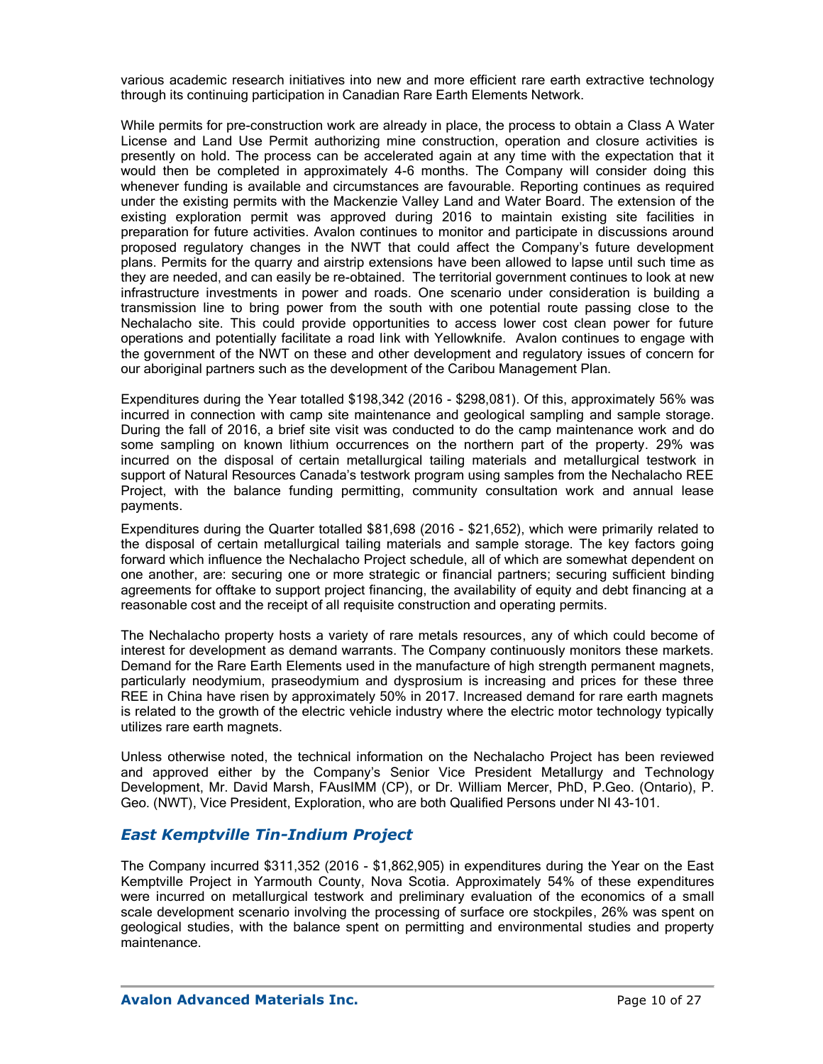various academic research initiatives into new and more efficient rare earth extractive technology through its continuing participation in Canadian Rare Earth Elements Network.

While permits for pre-construction work are already in place, the process to obtain a Class A Water License and Land Use Permit authorizing mine construction, operation and closure activities is presently on hold. The process can be accelerated again at any time with the expectation that it would then be completed in approximately 4-6 months. The Company will consider doing this whenever funding is available and circumstances are favourable. Reporting continues as required under the existing permits with the Mackenzie Valley Land and Water Board. The extension of the existing exploration permit was approved during 2016 to maintain existing site facilities in preparation for future activities. Avalon continues to monitor and participate in discussions around proposed regulatory changes in the NWT that could affect the Company's future development plans. Permits for the quarry and airstrip extensions have been allowed to lapse until such time as they are needed, and can easily be re-obtained. The territorial government continues to look at new infrastructure investments in power and roads. One scenario under consideration is building a transmission line to bring power from the south with one potential route passing close to the Nechalacho site. This could provide opportunities to access lower cost clean power for future operations and potentially facilitate a road link with Yellowknife. Avalon continues to engage with the government of the NWT on these and other development and regulatory issues of concern for our aboriginal partners such as the development of the Caribou Management Plan.

Expenditures during the Year totalled $198,342 (2016 - $298,081). Of this, approximately 56% was incurred in connection with camp site maintenance and geological sampling and sample storage. During the fall of 2016, a brief site visit was conducted to do the camp maintenance work and do some sampling on known lithium occurrences on the northern part of the property. 29% was incurred on the disposal of certain metallurgical tailing materials and metallurgical testwork in support of Natural Resources Canada's testwork program using samples from the Nechalacho REE Project, with the balance funding permitting, community consultation work and annual lease payments.

Expenditures during the Quarter totalled $81,698 (2016 - $21,652), which were primarily related to the disposal of certain metallurgical tailing materials and sample storage. The key factors going forward which influence the Nechalacho Project schedule, all of which are somewhat dependent on one another, are: securing one or more strategic or financial partners; securing sufficient binding agreements for offtake to support project financing, the availability of equity and debt financing at a reasonable cost and the receipt of all requisite construction and operating permits.

The Nechalacho property hosts a variety of rare metals resources, any of which could become of interest for development as demand warrants. The Company continuously monitors these markets. Demand for the Rare Earth Elements used in the manufacture of high strength permanent magnets, particularly neodymium, praseodymium and dysprosium is increasing and prices for these three REE in China have risen by approximately 50% in 2017. Increased demand for rare earth magnets is related to the growth of the electric vehicle industry where the electric motor technology typically utilizes rare earth magnets.

Unless otherwise noted, the technical information on the Nechalacho Project has been reviewed and approved either by the Company's Senior Vice President Metallurgy and Technology Development, Mr. David Marsh, FAusIMM (CP), or Dr. William Mercer, PhD, P.Geo. (Ontario), P. Geo. (NWT), Vice President, Exploration, who are both Qualified Persons under NI 43-101.

## *East Kemptville Tin-Indium Project*

The Company incurred $311,352 (2016 - $1,862,905) in expenditures during the Year on the East Kemptville Project in Yarmouth County, Nova Scotia. Approximately 54% of these expenditures were incurred on metallurgical testwork and preliminary evaluation of the economics of a small scale development scenario involving the processing of surface ore stockpiles, 26% was spent on geological studies, with the balance spent on permitting and environmental studies and property maintenance.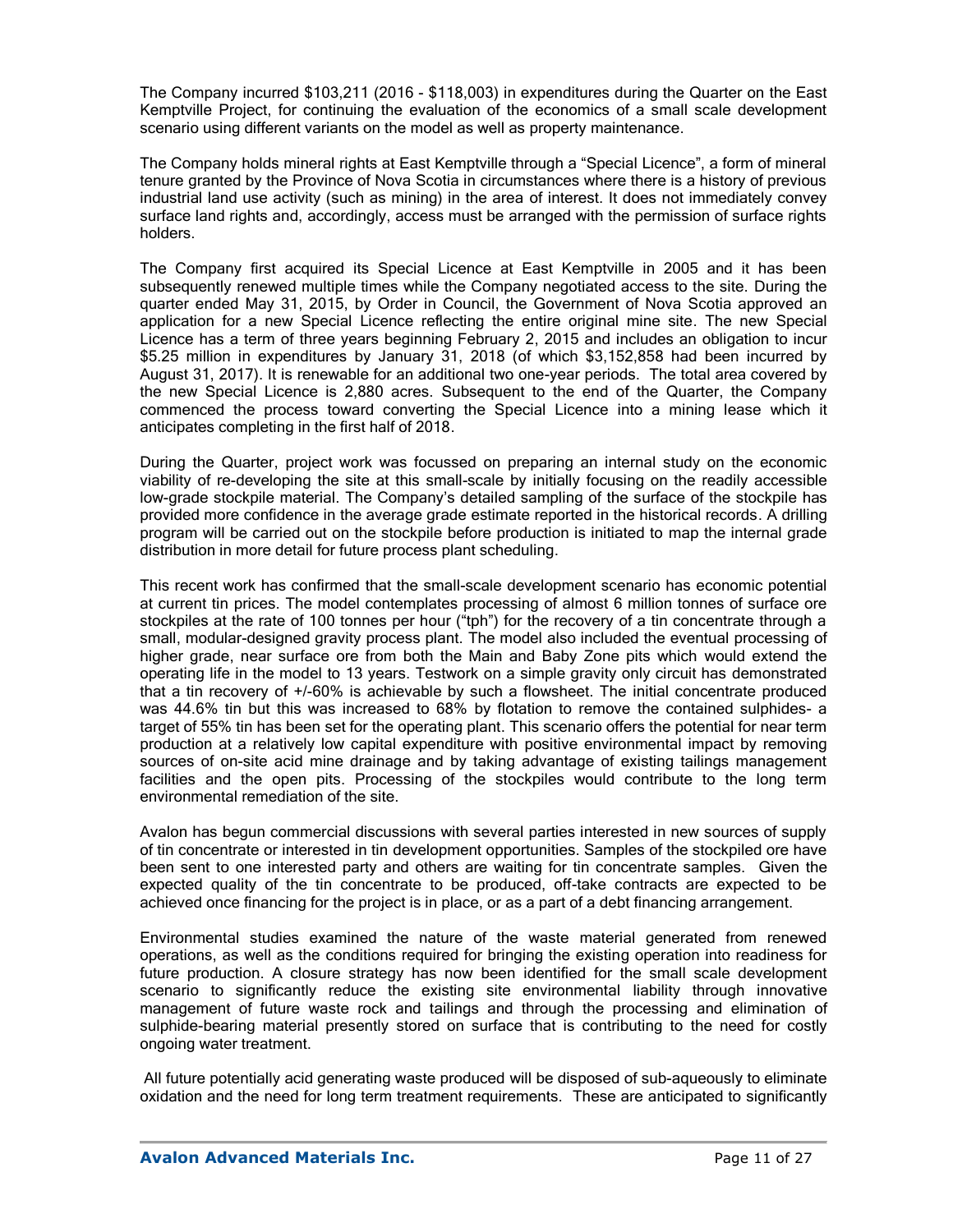The Company incurred $103,211 (2016 - $118,003) in expenditures during the Quarter on the East Kemptville Project, for continuing the evaluation of the economics of a small scale development scenario using different variants on the model as well as property maintenance.

The Company holds mineral rights at East Kemptville through a "Special Licence", a form of mineral tenure granted by the Province of Nova Scotia in circumstances where there is a history of previous industrial land use activity (such as mining) in the area of interest. It does not immediately convey surface land rights and, accordingly, access must be arranged with the permission of surface rights holders.

The Company first acquired its Special Licence at East Kemptville in 2005 and it has been subsequently renewed multiple times while the Company negotiated access to the site. During the quarter ended May 31, 2015, by Order in Council, the Government of Nova Scotia approved an application for a new Special Licence reflecting the entire original mine site. The new Special Licence has a term of three years beginning February 2, 2015 and includes an obligation to incur $5.25 million in expenditures by January 31, 2018 (of which $3,152,858 had been incurred by August 31, 2017). It is renewable for an additional two one-year periods. The total area covered by the new Special Licence is 2,880 acres. Subsequent to the end of the Quarter, the Company commenced the process toward converting the Special Licence into a mining lease which it anticipates completing in the first half of 2018.

During the Quarter, project work was focussed on preparing an internal study on the economic viability of re-developing the site at this small-scale by initially focusing on the readily accessible low-grade stockpile material. The Company's detailed sampling of the surface of the stockpile has provided more confidence in the average grade estimate reported in the historical records. A drilling program will be carried out on the stockpile before production is initiated to map the internal grade distribution in more detail for future process plant scheduling.

This recent work has confirmed that the small-scale development scenario has economic potential at current tin prices. The model contemplates processing of almost 6 million tonnes of surface ore stockpiles at the rate of 100 tonnes per hour ("tph") for the recovery of a tin concentrate through a small, modular-designed gravity process plant. The model also included the eventual processing of higher grade, near surface ore from both the Main and Baby Zone pits which would extend the operating life in the model to 13 years. Testwork on a simple gravity only circuit has demonstrated that a tin recovery of +/-60% is achievable by such a flowsheet. The initial concentrate produced was 44.6% tin but this was increased to 68% by flotation to remove the contained sulphides- a target of 55% tin has been set for the operating plant. This scenario offers the potential for near term production at a relatively low capital expenditure with positive environmental impact by removing sources of on-site acid mine drainage and by taking advantage of existing tailings management facilities and the open pits. Processing of the stockpiles would contribute to the long term environmental remediation of the site.

Avalon has begun commercial discussions with several parties interested in new sources of supply of tin concentrate or interested in tin development opportunities. Samples of the stockpiled ore have been sent to one interested party and others are waiting for tin concentrate samples. Given the expected quality of the tin concentrate to be produced, off-take contracts are expected to be achieved once financing for the project is in place, or as a part of a debt financing arrangement.

Environmental studies examined the nature of the waste material generated from renewed operations, as well as the conditions required for bringing the existing operation into readiness for future production. A closure strategy has now been identified for the small scale development scenario to significantly reduce the existing site environmental liability through innovative management of future waste rock and tailings and through the processing and elimination of sulphide-bearing material presently stored on surface that is contributing to the need for costly ongoing water treatment.

All future potentially acid generating waste produced will be disposed of sub-aqueously to eliminate oxidation and the need for long term treatment requirements. These are anticipated to significantly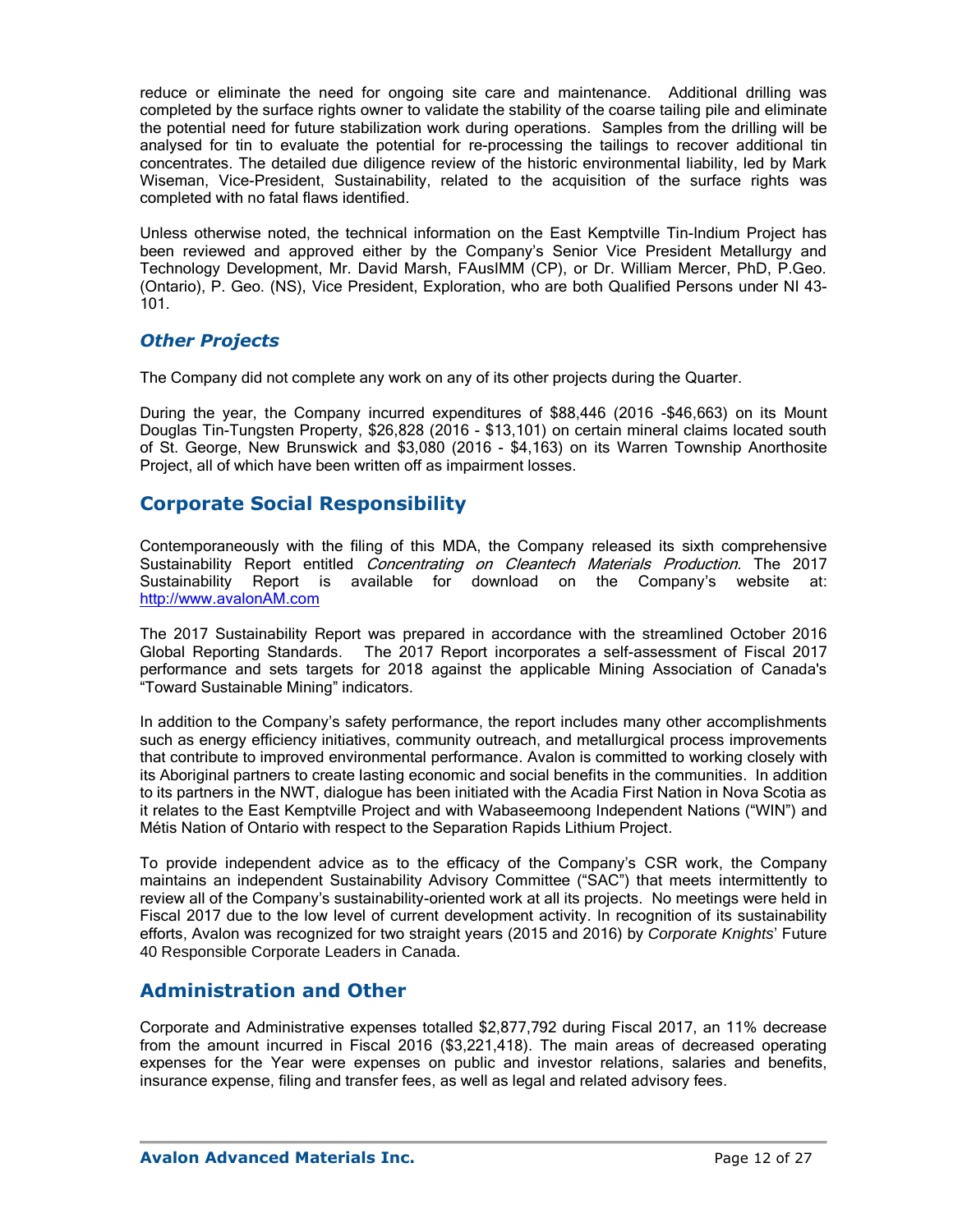reduce or eliminate the need for ongoing site care and maintenance. Additional drilling was completed by the surface rights owner to validate the stability of the coarse tailing pile and eliminate the potential need for future stabilization work during operations. Samples from the drilling will be analysed for tin to evaluate the potential for re-processing the tailings to recover additional tin concentrates. The detailed due diligence review of the historic environmental liability, led by Mark Wiseman, Vice-President, Sustainability, related to the acquisition of the surface rights was completed with no fatal flaws identified.

Unless otherwise noted, the technical information on the East Kemptville Tin-Indium Project has been reviewed and approved either by the Company's Senior Vice President Metallurgy and Technology Development, Mr. David Marsh, FAusIMM (CP), or Dr. William Mercer, PhD, P.Geo. (Ontario), P. Geo. (NS), Vice President, Exploration, who are both Qualified Persons under NI 43-101.

### *Other Projects*

The Company did not complete any work on any of its other projects during the Quarter.

During the year, the Company incurred expenditures of $88,446 (2016 -$46,663) on its Mount Douglas Tin-Tungsten Property, $26,828 (2016 - $13,101) on certain mineral claims located south of St. George, New Brunswick and $3,080 (2016 - $4,163) on its Warren Township Anorthosite Project, all of which have been written off as impairment losses.

## Corporate Social Responsibility

Contemporaneously with the filing of this MDA, the Company released its sixth comprehensive Sustainability Report entitled *Concentrating on Cleantech Materials Production.* The 2017 Sustainability Report is available for download on the Company's website at: http://www.avalonAM.com

The 2017 Sustainability Report was prepared in accordance with the streamlined October 2016 Global Reporting Standards. The 2017 Report incorporates a self-assessment of Fiscal 2017 performance and sets targets for 2018 against the applicable Mining Association of Canada's "Toward Sustainable Mining" indicators.

In addition to the Company's safety performance, the report includes many other accomplishments such as energy efficiency initiatives, community outreach, and metallurgical process improvements that contribute to improved environmental performance. Avalon is committed to working closely with its Aboriginal partners to create lasting economic and social benefits in the communities. In addition to its partners in the NWT, dialogue has been initiated with the Acadia First Nation in Nova Scotia as it relates to the East Kemptville Project and with Wabaseemoong Independent Nations ("WIN") and Métis Nation of Ontario with respect to the Separation Rapids Lithium Project.

To provide independent advice as to the efficacy of the Company's CSR work, the Company maintains an independent Sustainability Advisory Committee ("SAC") that meets intermittently to review all of the Company's sustainability-oriented work at all its projects. No meetings were held in Fiscal 2017 due to the low level of current development activity. In recognition of its sustainability efforts, Avalon was recognized for two straight years (2015 and 2016) by *Corporate Knights*' Future 40 Responsible Corporate Leaders in Canada.

## Administration and Other

Corporate and Administrative expenses totalled $2,877,792 during Fiscal 2017, an 11% decrease from the amount incurred in Fiscal 2016 ($3,221,418). The main areas of decreased operating expenses for the Year were expenses on public and investor relations, salaries and benefits, insurance expense, filing and transfer fees, as well as legal and related advisory fees.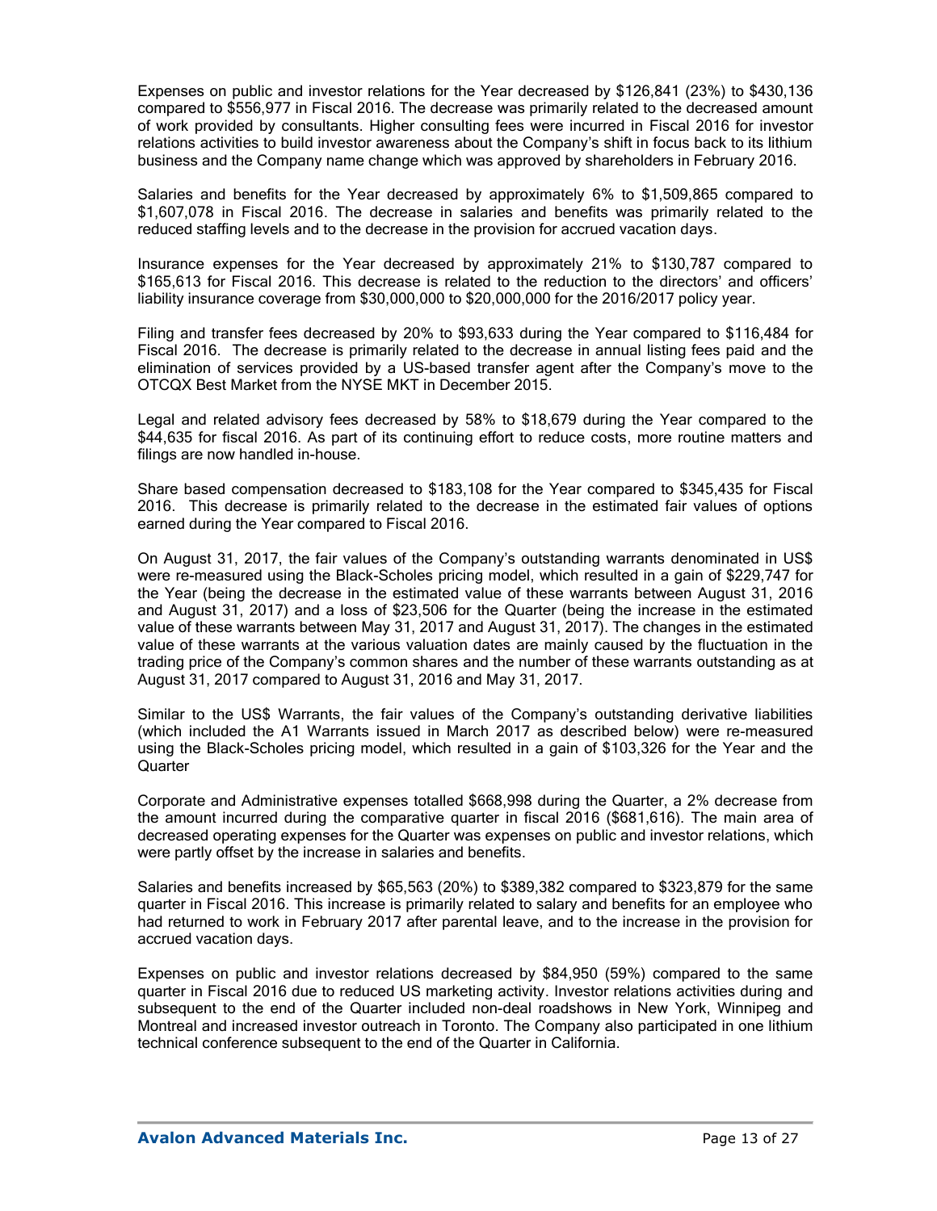Expenses on public and investor relations for the Year decreased by $126,841 (23%) to $430,136 compared to $556,977 in Fiscal 2016. The decrease was primarily related to the decreased amount of work provided by consultants. Higher consulting fees were incurred in Fiscal 2016 for investor relations activities to build investor awareness about the Company's shift in focus back to its lithium business and the Company name change which was approved by shareholders in February 2016.

Salaries and benefits for the Year decreased by approximately 6% to $1,509,865 compared to $1,607,078 in Fiscal 2016. The decrease in salaries and benefits was primarily related to the reduced staffing levels and to the decrease in the provision for accrued vacation days.

Insurance expenses for the Year decreased by approximately 21% to $130,787 compared to $165,613 for Fiscal 2016. This decrease is related to the reduction to the directors' and officers' liability insurance coverage from $30,000,000 to $20,000,000 for the 2016/2017 policy year.

Filing and transfer fees decreased by 20% to $93,633 during the Year compared to $116,484 for Fiscal 2016. The decrease is primarily related to the decrease in annual listing fees paid and the elimination of services provided by a US-based transfer agent after the Company's move to the OTCQX Best Market from the NYSE MKT in December 2015.

Legal and related advisory fees decreased by 58% to $18,679 during the Year compared to the $44,635 for fiscal 2016. As part of its continuing effort to reduce costs, more routine matters and filings are now handled in-house.

Share based compensation decreased to $183,108 for the Year compared to $345,435 for Fiscal 2016. This decrease is primarily related to the decrease in the estimated fair values of options earned during the Year compared to Fiscal 2016.

On August 31, 2017, the fair values of the Company's outstanding warrants denominated in US$ were re-measured using the Black-Scholes pricing model, which resulted in a gain of $229,747 for the Year (being the decrease in the estimated value of these warrants between August 31, 2016 and August 31, 2017) and a loss of $23,506 for the Quarter (being the increase in the estimated value of these warrants between May 31, 2017 and August 31, 2017). The changes in the estimated value of these warrants at the various valuation dates are mainly caused by the fluctuation in the trading price of the Company's common shares and the number of these warrants outstanding as at August 31, 2017 compared to August 31, 2016 and May 31, 2017.

Similar to the US$ Warrants, the fair values of the Company's outstanding derivative liabilities (which included the A1 Warrants issued in March 2017 as described below) were re-measured using the Black-Scholes pricing model, which resulted in a gain of $103,326 for the Year and the Quarter

Corporate and Administrative expenses totalled $668,998 during the Quarter, a 2% decrease from the amount incurred during the comparative quarter in fiscal 2016 ($681,616). The main area of decreased operating expenses for the Quarter was expenses on public and investor relations, which were partly offset by the increase in salaries and benefits.

Salaries and benefits increased by $65,563 (20%) to $389,382 compared to $323,879 for the same quarter in Fiscal 2016. This increase is primarily related to salary and benefits for an employee who had returned to work in February 2017 after parental leave, and to the increase in the provision for accrued vacation days.

Expenses on public and investor relations decreased by $84,950 (59%) compared to the same quarter in Fiscal 2016 due to reduced US marketing activity. Investor relations activities during and subsequent to the end of the Quarter included non-deal roadshows in New York, Winnipeg and Montreal and increased investor outreach in Toronto. The Company also participated in one lithium technical conference subsequent to the end of the Quarter in California.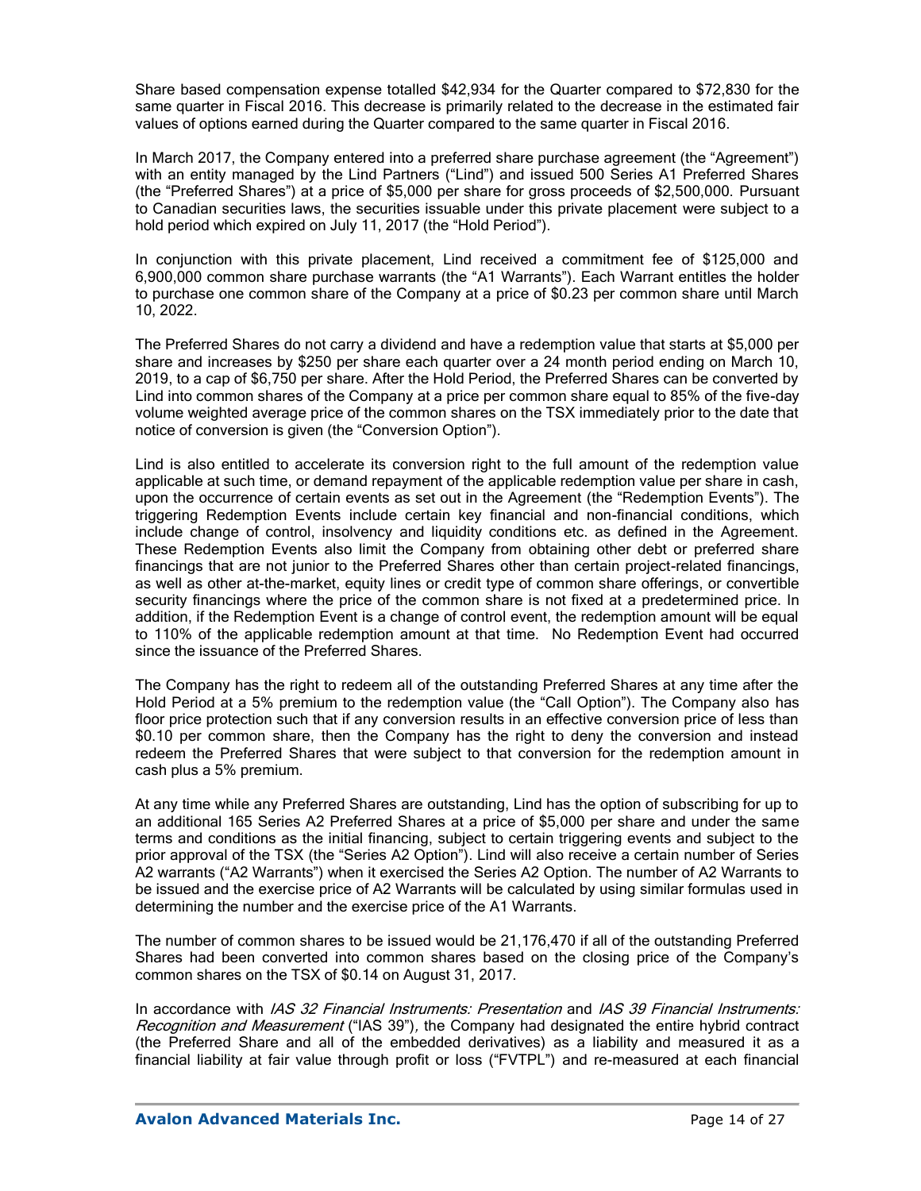Share based compensation expense totalled $42,934 for the Quarter compared to $72,830 for the same quarter in Fiscal 2016. This decrease is primarily related to the decrease in the estimated fair values of options earned during the Quarter compared to the same quarter in Fiscal 2016.

In March 2017, the Company entered into a preferred share purchase agreement (the "Agreement") with an entity managed by the Lind Partners ("Lind") and issued 500 Series A1 Preferred Shares (the "Preferred Shares") at a price of $5,000 per share for gross proceeds of $2,500,000. Pursuant to Canadian securities laws, the securities issuable under this private placement were subject to a hold period which expired on July 11, 2017 (the "Hold Period").

In conjunction with this private placement, Lind received a commitment fee of $125,000 and 6,900,000 common share purchase warrants (the "A1 Warrants"). Each Warrant entitles the holder to purchase one common share of the Company at a price of $0.23 per common share until March 10, 2022.

The Preferred Shares do not carry a dividend and have a redemption value that starts at $5,000 per share and increases by $250 per share each quarter over a 24 month period ending on March 10, 2019, to a cap of $6,750 per share. After the Hold Period, the Preferred Shares can be converted by Lind into common shares of the Company at a price per common share equal to 85% of the five-day volume weighted average price of the common shares on the TSX immediately prior to the date that notice of conversion is given (the "Conversion Option").

Lind is also entitled to accelerate its conversion right to the full amount of the redemption value applicable at such time, or demand repayment of the applicable redemption value per share in cash, upon the occurrence of certain events as set out in the Agreement (the "Redemption Events"). The triggering Redemption Events include certain key financial and non-financial conditions, which include change of control, insolvency and liquidity conditions etc. as defined in the Agreement. These Redemption Events also limit the Company from obtaining other debt or preferred share financings that are not junior to the Preferred Shares other than certain project-related financings, as well as other at-the-market, equity lines or credit type of common share offerings, or convertible security financings where the price of the common share is not fixed at a predetermined price. In addition, if the Redemption Event is a change of control event, the redemption amount will be equal to 110% of the applicable redemption amount at that time. No Redemption Event had occurred since the issuance of the Preferred Shares.

The Company has the right to redeem all of the outstanding Preferred Shares at any time after the Hold Period at a 5% premium to the redemption value (the "Call Option"). The Company also has floor price protection such that if any conversion results in an effective conversion price of less than $0.10 per common share, then the Company has the right to deny the conversion and instead redeem the Preferred Shares that were subject to that conversion for the redemption amount in cash plus a 5% premium.

At any time while any Preferred Shares are outstanding, Lind has the option of subscribing for up to an additional 165 Series A2 Preferred Shares at a price of $5,000 per share and under the same terms and conditions as the initial financing, subject to certain triggering events and subject to the prior approval of the TSX (the "Series A2 Option"). Lind will also receive a certain number of Series A2 warrants ("A2 Warrants") when it exercised the Series A2 Option. The number of A2 Warrants to be issued and the exercise price of A2 Warrants will be calculated by using similar formulas used in determining the number and the exercise price of the A1 Warrants.

The number of common shares to be issued would be 21,176,470 if all of the outstanding Preferred Shares had been converted into common shares based on the closing price of the Company's common shares on the TSX of $0.14 on August 31, 2017.

In accordance with *IAS 32 Financial Instruments: Presentation* and *IAS 39 Financial Instruments: Recognition and Measurement* ("IAS 39"), the Company had designated the entire hybrid contract (the Preferred Share and all of the embedded derivatives) as a liability and measured it as a financial liability at fair value through profit or loss ("FVTPL") and re-measured at each financial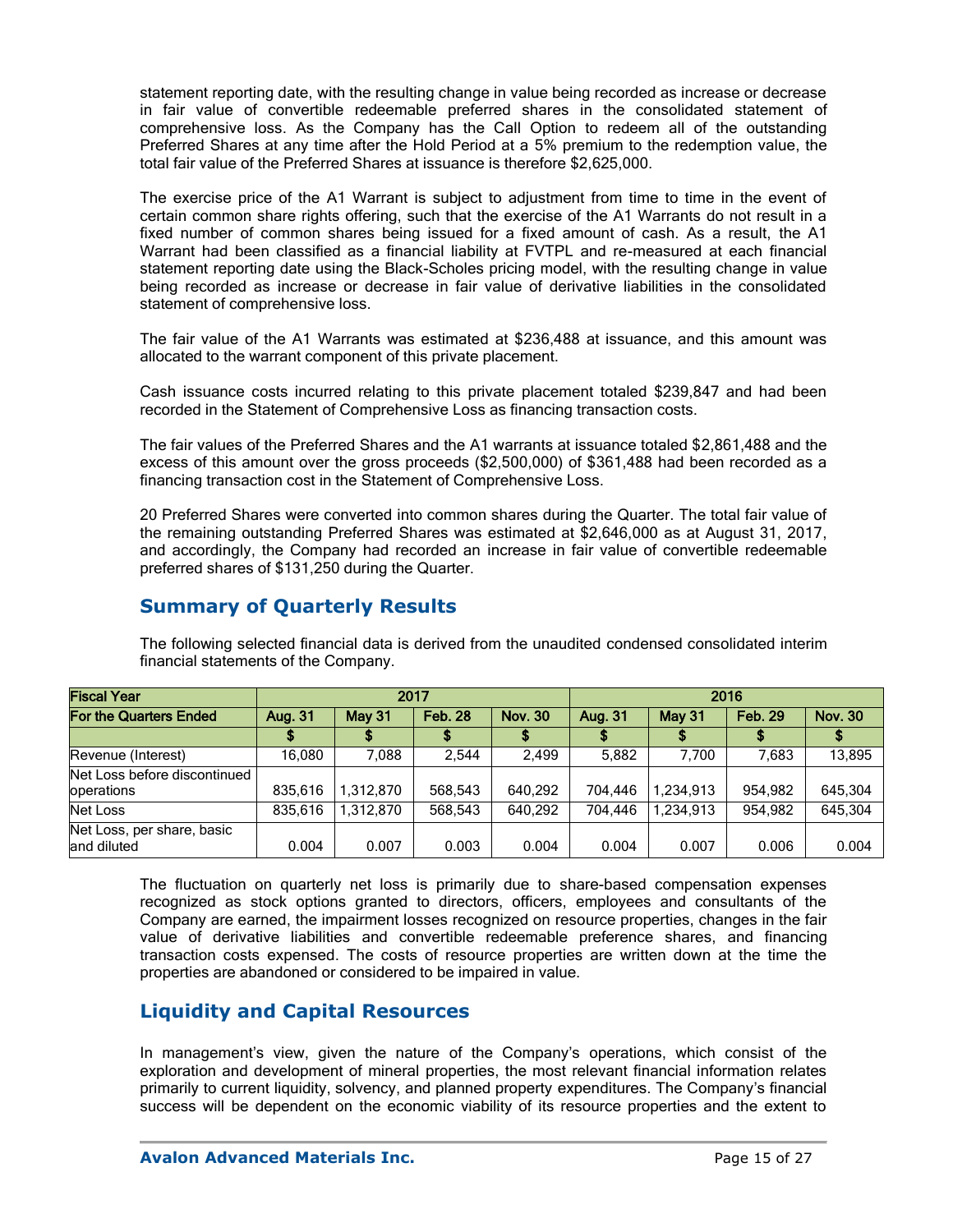statement reporting date, with the resulting change in value being recorded as increase or decrease in fair value of convertible redeemable preferred shares in the consolidated statement of comprehensive loss. As the Company has the Call Option to redeem all of the outstanding Preferred Shares at any time after the Hold Period at a 5% premium to the redemption value, the total fair value of the Preferred Shares at issuance is therefore $2,625,000.

The exercise price of the A1 Warrant is subject to adjustment from time to time in the event of certain common share rights offering, such that the exercise of the A1 Warrants do not result in a fixed number of common shares being issued for a fixed amount of cash. As a result, the A1 Warrant had been classified as a financial liability at FVTPL and re-measured at each financial statement reporting date using the Black-Scholes pricing model, with the resulting change in value being recorded as increase or decrease in fair value of derivative liabilities in the consolidated statement of comprehensive loss.

The fair value of the A1 Warrants was estimated at $236,488 at issuance, and this amount was allocated to the warrant component of this private placement.

Cash issuance costs incurred relating to this private placement totaled $239,847 and had been recorded in the Statement of Comprehensive Loss as financing transaction costs.

The fair values of the Preferred Shares and the A1 warrants at issuance totaled $2,861,488 and the excess of this amount over the gross proceeds ($2,500,000) of $361,488 had been recorded as a financing transaction cost in the Statement of Comprehensive Loss.

20 Preferred Shares were converted into common shares during the Quarter. The total fair value of the remaining outstanding Preferred Shares was estimated at $2,646,000 as at August 31, 2017, and accordingly, the Company had recorded an increase in fair value of convertible redeemable preferred shares of $131,250 during the Quarter.

## Summary of Quarterly Results

The following selected financial data is derived from the unaudited condensed consolidated interim financial statements of the Company.

| Fiscal Year | 2017 | | | | 2016 | | | |
|---|---|---|---|---|---|---|---|---|
| For the Quarters Ended | Aug. 31 | May 31 | Feb. 28 | Nov. 30 | Aug. 31 | May 31 | Feb. 29 | Nov. 30 |
| | $ | $ | $ | $ | $ | $ | $ | $ |
| Revenue (Interest) | 16,080 | 7,088 | 2,544 | 2,499 | 5,882 | 7,700 | 7,683 | 13,895 |
| Net Loss before discontinued operations | 835,616 | 1,312,870 | 568,543 | 640,292 | 704,446 | 1,234,913 | 954,982 | 645,304 |
| Net Loss | 835,616 | 1,312,870 | 568,543 | 640,292 | 704,446 | 1,234,913 | 954,982 | 645,304 |
| Net Loss, per share, basic and diluted | 0.004 | 0.007 | 0.003 | 0.004 | 0.004 | 0.007 | 0.006 | 0.004 |

The fluctuation on quarterly net loss is primarily due to share-based compensation expenses recognized as stock options granted to directors, officers, employees and consultants of the Company are earned, the impairment losses recognized on resource properties, changes in the fair value of derivative liabilities and convertible redeemable preference shares, and financing transaction costs expensed. The costs of resource properties are written down at the time the properties are abandoned or considered to be impaired in value.

## Liquidity and Capital Resources

In management's view, given the nature of the Company's operations, which consist of the exploration and development of mineral properties, the most relevant financial information relates primarily to current liquidity, solvency, and planned property expenditures. The Company's financial success will be dependent on the economic viability of its resource properties and the extent to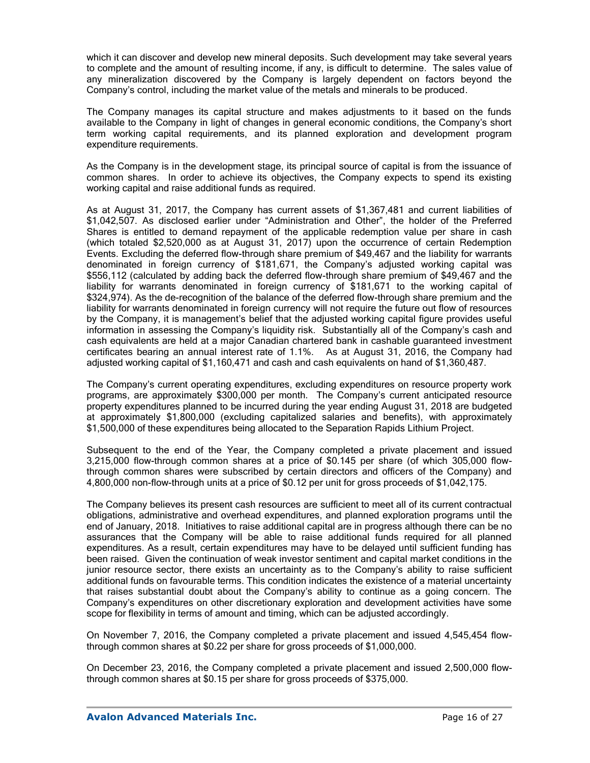which it can discover and develop new mineral deposits. Such development may take several years to complete and the amount of resulting income, if any, is difficult to determine. The sales value of any mineralization discovered by the Company is largely dependent on factors beyond the Company's control, including the market value of the metals and minerals to be produced.

The Company manages its capital structure and makes adjustments to it based on the funds available to the Company in light of changes in general economic conditions, the Company's short term working capital requirements, and its planned exploration and development program expenditure requirements.

As the Company is in the development stage, its principal source of capital is from the issuance of common shares. In order to achieve its objectives, the Company expects to spend its existing working capital and raise additional funds as required.

As at August 31, 2017, the Company has current assets of $1,367,481 and current liabilities of $1,042,507. As disclosed earlier under "Administration and Other", the holder of the Preferred Shares is entitled to demand repayment of the applicable redemption value per share in cash (which totaled $2,520,000 as at August 31, 2017) upon the occurrence of certain Redemption Events. Excluding the deferred flow-through share premium of $49,467 and the liability for warrants denominated in foreign currency of $181,671, the Company's adjusted working capital was $556,112 (calculated by adding back the deferred flow-through share premium of $49,467 and the liability for warrants denominated in foreign currency of $181,671 to the working capital of $324,974). As the de-recognition of the balance of the deferred flow-through share premium and the liability for warrants denominated in foreign currency will not require the future out flow of resources by the Company, it is management's belief that the adjusted working capital figure provides useful information in assessing the Company's liquidity risk. Substantially all of the Company's cash and cash equivalents are held at a major Canadian chartered bank in cashable guaranteed investment certificates bearing an annual interest rate of 1.1%. As at August 31, 2016, the Company had adjusted working capital of $1,160,471 and cash and cash equivalents on hand of $1,360,487.

The Company's current operating expenditures, excluding expenditures on resource property work programs, are approximately $300,000 per month. The Company's current anticipated resource property expenditures planned to be incurred during the year ending August 31, 2018 are budgeted at approximately $1,800,000 (excluding capitalized salaries and benefits), with approximately $1,500,000 of these expenditures being allocated to the Separation Rapids Lithium Project.

Subsequent to the end of the Year, the Company completed a private placement and issued 3,215,000 flow-through common shares at a price of $0.145 per share (of which 305,000 flow-through common shares were subscribed by certain directors and officers of the Company) and 4,800,000 non-flow-through units at a price of $0.12 per unit for gross proceeds of $1,042,175.

The Company believes its present cash resources are sufficient to meet all of its current contractual obligations, administrative and overhead expenditures, and planned exploration programs until the end of January, 2018. Initiatives to raise additional capital are in progress although there can be no assurances that the Company will be able to raise additional funds required for all planned expenditures. As a result, certain expenditures may have to be delayed until sufficient funding has been raised. Given the continuation of weak investor sentiment and capital market conditions in the junior resource sector, there exists an uncertainty as to the Company's ability to raise sufficient additional funds on favourable terms. This condition indicates the existence of a material uncertainty that raises substantial doubt about the Company's ability to continue as a going concern. The Company's expenditures on other discretionary exploration and development activities have some scope for flexibility in terms of amount and timing, which can be adjusted accordingly.

On November 7, 2016, the Company completed a private placement and issued 4,545,454 flow-through common shares at $0.22 per share for gross proceeds of $1,000,000.

On December 23, 2016, the Company completed a private placement and issued 2,500,000 flow-through common shares at $0.15 per share for gross proceeds of $375,000.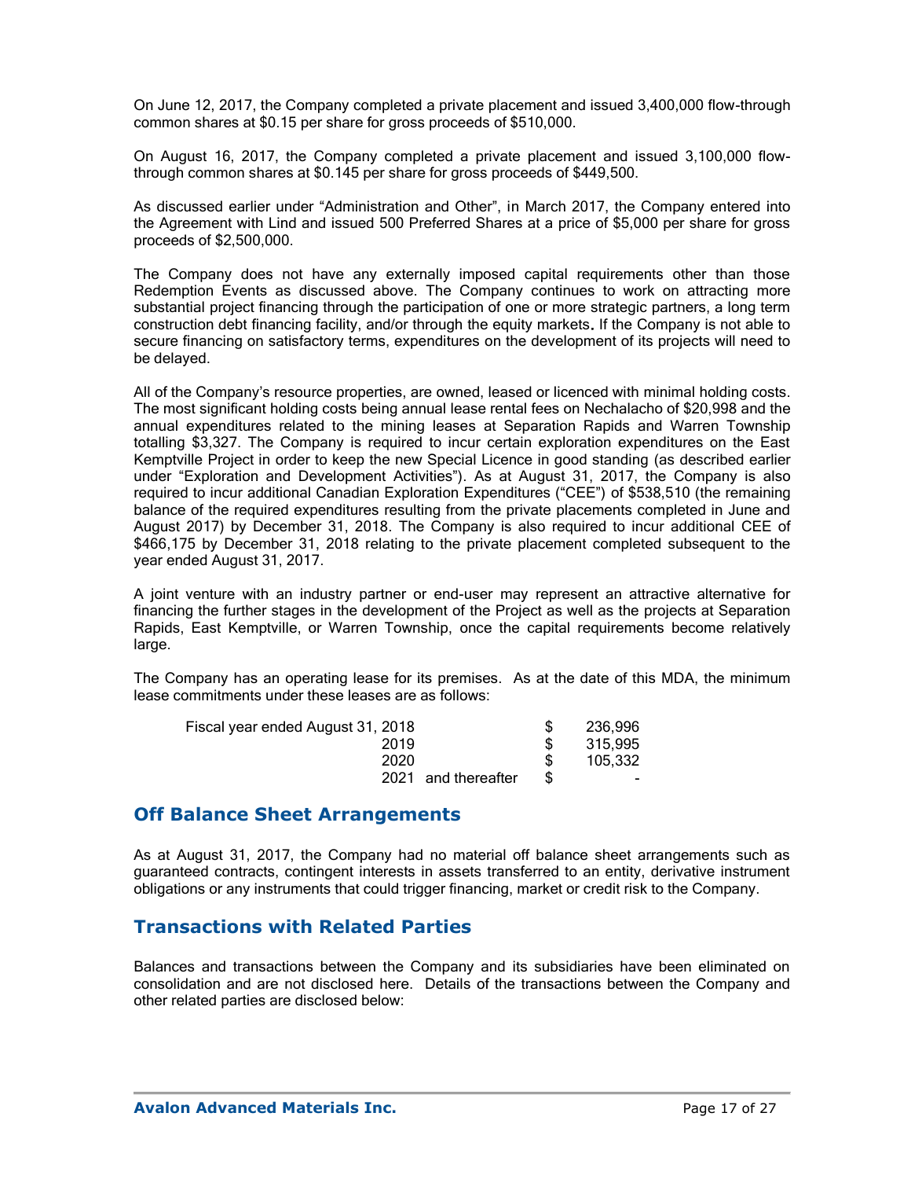On June 12, 2017, the Company completed a private placement and issued 3,400,000 flow-through common shares at $0.15 per share for gross proceeds of $510,000.

On August 16, 2017, the Company completed a private placement and issued 3,100,000 flow-through common shares at $0.145 per share for gross proceeds of $449,500.

As discussed earlier under "Administration and Other", in March 2017, the Company entered into the Agreement with Lind and issued 500 Preferred Shares at a price of $5,000 per share for gross proceeds of $2,500,000.

The Company does not have any externally imposed capital requirements other than those Redemption Events as discussed above. The Company continues to work on attracting more substantial project financing through the participation of one or more strategic partners, a long term construction debt financing facility, and/or through the equity markets. If the Company is not able to secure financing on satisfactory terms, expenditures on the development of its projects will need to be delayed.

All of the Company's resource properties, are owned, leased or licenced with minimal holding costs. The most significant holding costs being annual lease rental fees on Nechalacho of $20,998 and the annual expenditures related to the mining leases at Separation Rapids and Warren Township totalling $3,327. The Company is required to incur certain exploration expenditures on the East Kemptville Project in order to keep the new Special Licence in good standing (as described earlier under "Exploration and Development Activities"). As at August 31, 2017, the Company is also required to incur additional Canadian Exploration Expenditures ("CEE") of $538,510 (the remaining balance of the required expenditures resulting from the private placements completed in June and August 2017) by December 31, 2018. The Company is also required to incur additional CEE of $466,175 by December 31, 2018 relating to the private placement completed subsequent to the year ended August 31, 2017.

A joint venture with an industry partner or end-user may represent an attractive alternative for financing the further stages in the development of the Project as well as the projects at Separation Rapids, East Kemptville, or Warren Township, once the capital requirements become relatively large.

The Company has an operating lease for its premises. As at the date of this MDA, the minimum lease commitments under these leases are as follows:

| | | |
|---|---|---|
| Fiscal year ended August 31, 2018 | $ | 236,996 |
| 2019 | $ | 315,995 |
| 2020 | $ | 105,332 |
| 2021 and thereafter | $ | - |

## Off Balance Sheet Arrangements

As at August 31, 2017, the Company had no material off balance sheet arrangements such as guaranteed contracts, contingent interests in assets transferred to an entity, derivative instrument obligations or any instruments that could trigger financing, market or credit risk to the Company.

## Transactions with Related Parties

Balances and transactions between the Company and its subsidiaries have been eliminated on consolidation and are not disclosed here. Details of the transactions between the Company and other related parties are disclosed below: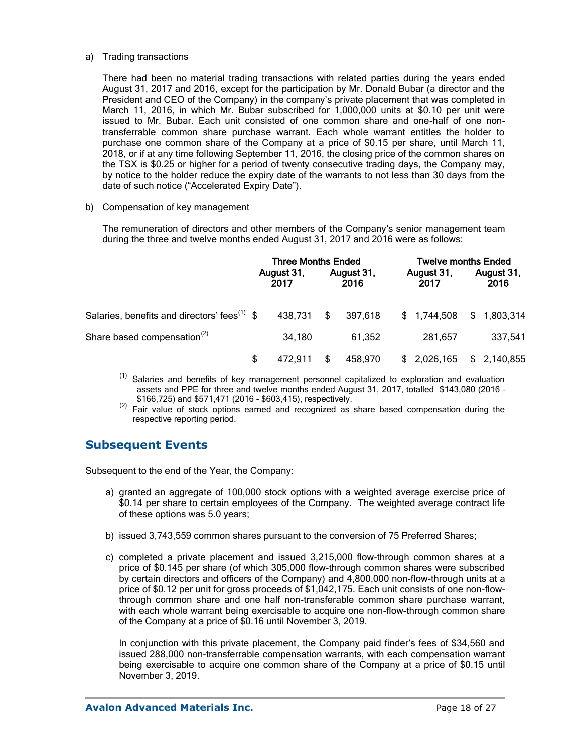a) Trading transactions

There had been no material trading transactions with related parties during the years ended August 31, 2017 and 2016, except for the participation by Mr. Donald Bubar (a director and the President and CEO of the Company) in the company's private placement that was completed in March 11, 2016, in which Mr. Bubar subscribed for 1,000,000 units at $0.10 per unit were issued to Mr. Bubar. Each unit consisted of one common share and one-half of one non-transferrable common share purchase warrant. Each whole warrant entitles the holder to purchase one common share of the Company at a price of $0.15 per share, until March 11, 2018, or if at any time following September 11, 2016, the closing price of the common shares on the TSX is $0.25 or higher for a period of twenty consecutive trading days, the Company may, by notice to the holder reduce the expiry date of the warrants to not less than 30 days from the date of such notice ("Accelerated Expiry Date").

b) Compensation of key management

The remuneration of directors and other members of the Company's senior management team during the three and twelve months ended August 31, 2017 and 2016 were as follows:

| | Three Months Ended | | Twelve months Ended | |
|---|---|---|---|---|
| | August 31, 2017 | August 31, 2016 | August 31, 2017 | August 31, 2016 |
| Salaries, benefits and directors' fees[(1)] | $ 438,731 | $ 397,618 | $ 1,744,508 | $ 1,803,314 |
| Share based compensation[(2)] | 34,180 | 61,352 | 281,657 | 337,541 |
| | $ 472,911 | $ 458,970 | $ 2,026,165 | $ 2,140,855 |

(1) Salaries and benefits of key management personnel capitalized to exploration and evaluation assets and PPE for three and twelve months ended August 31, 2017, totalled $143,080 (2016 - $166,725) and $571,471 (2016 - $603,415), respectively.

(2) Fair value of stock options earned and recognized as share based compensation during the respective reporting period.

## Subsequent Events

Subsequent to the end of the Year, the Company:

a) granted an aggregate of 100,000 stock options with a weighted average exercise price of $0.14 per share to certain employees of the Company. The weighted average contract life of these options was 5.0 years;

b) issued 3,743,559 common shares pursuant to the conversion of 75 Preferred Shares;

c) completed a private placement and issued 3,215,000 flow-through common shares at a price of $0.145 per share (of which 305,000 flow-through common shares were subscribed by certain directors and officers of the Company) and 4,800,000 non-flow-through units at a price of $0.12 per unit for gross proceeds of $1,042,175. Each unit consists of one non-flow-through common share and one half non-transferable common share purchase warrant, with each whole warrant being exercisable to acquire one non-flow-through common share of the Company at a price of $0.16 until November 3, 2019.

   In conjunction with this private placement, the Company paid finder's fees of $34,560 and issued 288,000 non-transferrable compensation warrants, with each compensation warrant being exercisable to acquire one common share of the Company at a price of $0.15 until November 3, 2019.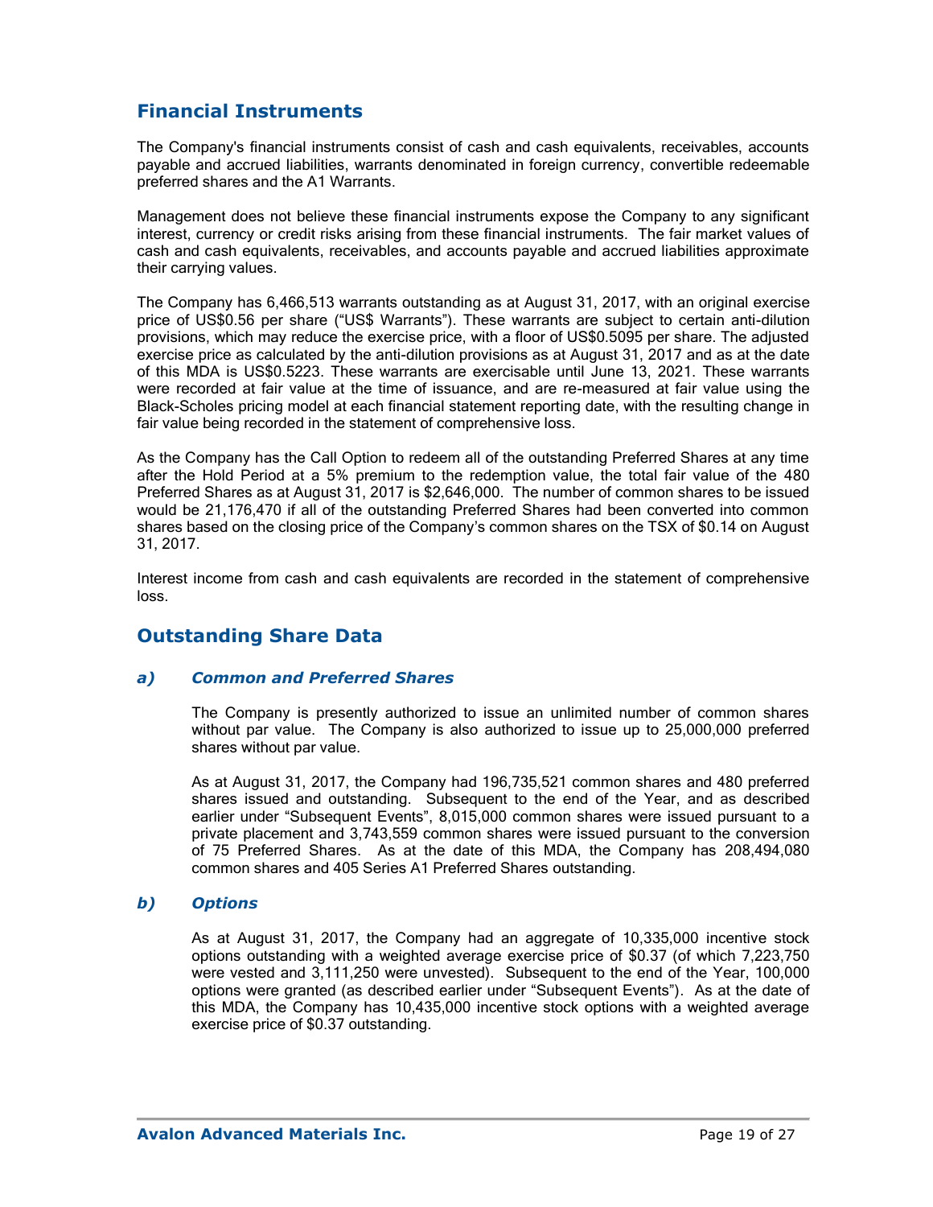## Financial Instruments

The Company's financial instruments consist of cash and cash equivalents, receivables, accounts payable and accrued liabilities, warrants denominated in foreign currency, convertible redeemable preferred shares and the A1 Warrants.

Management does not believe these financial instruments expose the Company to any significant interest, currency or credit risks arising from these financial instruments. The fair market values of cash and cash equivalents, receivables, and accounts payable and accrued liabilities approximate their carrying values.

The Company has 6,466,513 warrants outstanding as at August 31, 2017, with an original exercise price of US$0.56 per share ("US$ Warrants"). These warrants are subject to certain anti-dilution provisions, which may reduce the exercise price, with a floor of US$0.5095 per share. The adjusted exercise price as calculated by the anti-dilution provisions as at August 31, 2017 and as at the date of this MDA is US$0.5223. These warrants are exercisable until June 13, 2021. These warrants were recorded at fair value at the time of issuance, and are re-measured at fair value using the Black-Scholes pricing model at each financial statement reporting date, with the resulting change in fair value being recorded in the statement of comprehensive loss.

As the Company has the Call Option to redeem all of the outstanding Preferred Shares at any time after the Hold Period at a 5% premium to the redemption value, the total fair value of the 480 Preferred Shares as at August 31, 2017 is $2,646,000. The number of common shares to be issued would be 21,176,470 if all of the outstanding Preferred Shares had been converted into common shares based on the closing price of the Company's common shares on the TSX of $0.14 on August 31, 2017.

Interest income from cash and cash equivalents are recorded in the statement of comprehensive loss.

## Outstanding Share Data

### *a) Common and Preferred Shares*

The Company is presently authorized to issue an unlimited number of common shares without par value. The Company is also authorized to issue up to 25,000,000 preferred shares without par value.

As at August 31, 2017, the Company had 196,735,521 common shares and 480 preferred shares issued and outstanding. Subsequent to the end of the Year, and as described earlier under "Subsequent Events", 8,015,000 common shares were issued pursuant to a private placement and 3,743,559 common shares were issued pursuant to the conversion of 75 Preferred Shares. As at the date of this MDA, the Company has 208,494,080 common shares and 405 Series A1 Preferred Shares outstanding.

### *b) Options*

As at August 31, 2017, the Company had an aggregate of 10,335,000 incentive stock options outstanding with a weighted average exercise price of $0.37 (of which 7,223,750 were vested and 3,111,250 were unvested). Subsequent to the end of the Year, 100,000 options were granted (as described earlier under "Subsequent Events"). As at the date of this MDA, the Company has 10,435,000 incentive stock options with a weighted average exercise price of $0.37 outstanding.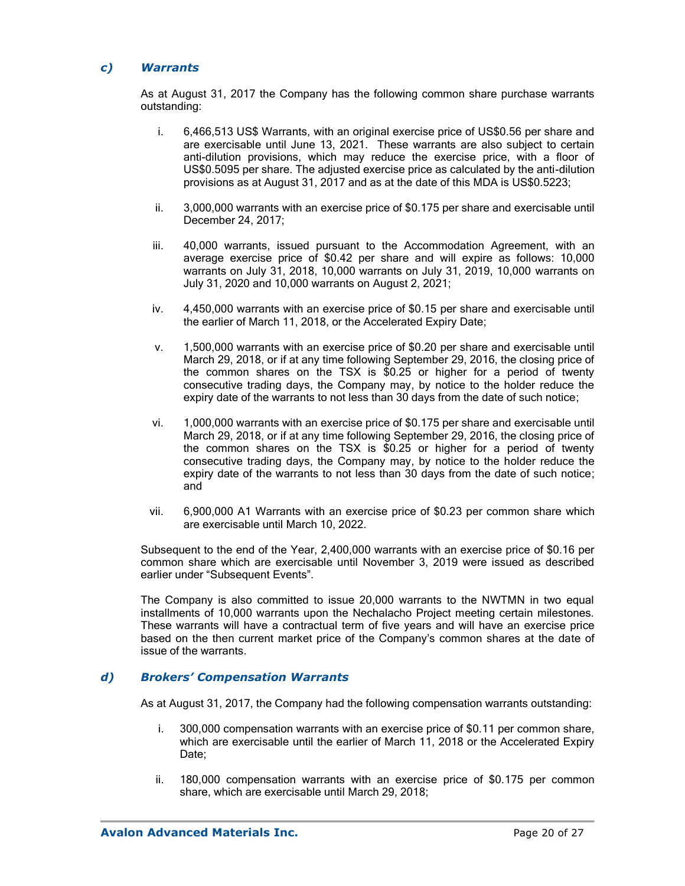### *c) Warrants*

As at August 31, 2017 the Company has the following common share purchase warrants outstanding:

i. 6,466,513 US$ Warrants, with an original exercise price of US$0.56 per share and are exercisable until June 13, 2021. These warrants are also subject to certain anti-dilution provisions, which may reduce the exercise price, with a floor of US$0.5095 per share. The adjusted exercise price as calculated by the anti-dilution provisions as at August 31, 2017 and as at the date of this MDA is US$0.5223;

ii. 3,000,000 warrants with an exercise price of $0.175 per share and exercisable until December 24, 2017;

iii. 40,000 warrants, issued pursuant to the Accommodation Agreement, with an average exercise price of $0.42 per share and will expire as follows: 10,000 warrants on July 31, 2018, 10,000 warrants on July 31, 2019, 10,000 warrants on July 31, 2020 and 10,000 warrants on August 2, 2021;

iv. 4,450,000 warrants with an exercise price of $0.15 per share and exercisable until the earlier of March 11, 2018, or the Accelerated Expiry Date;

v. 1,500,000 warrants with an exercise price of $0.20 per share and exercisable until March 29, 2018, or if at any time following September 29, 2016, the closing price of the common shares on the TSX is $0.25 or higher for a period of twenty consecutive trading days, the Company may, by notice to the holder reduce the expiry date of the warrants to not less than 30 days from the date of such notice;

vi. 1,000,000 warrants with an exercise price of $0.175 per share and exercisable until March 29, 2018, or if at any time following September 29, 2016, the closing price of the common shares on the TSX is $0.25 or higher for a period of twenty consecutive trading days, the Company may, by notice to the holder reduce the expiry date of the warrants to not less than 30 days from the date of such notice; and

vii. 6,900,000 A1 Warrants with an exercise price of $0.23 per common share which are exercisable until March 10, 2022.

Subsequent to the end of the Year, 2,400,000 warrants with an exercise price of $0.16 per common share which are exercisable until November 3, 2019 were issued as described earlier under "Subsequent Events".

The Company is also committed to issue 20,000 warrants to the NWTMN in two equal installments of 10,000 warrants upon the Nechalacho Project meeting certain milestones. These warrants will have a contractual term of five years and will have an exercise price based on the then current market price of the Company's common shares at the date of issue of the warrants.

### *d) Brokers' Compensation Warrants*

As at August 31, 2017, the Company had the following compensation warrants outstanding:

i. 300,000 compensation warrants with an exercise price of $0.11 per common share, which are exercisable until the earlier of March 11, 2018 or the Accelerated Expiry Date;

ii. 180,000 compensation warrants with an exercise price of $0.175 per common share, which are exercisable until March 29, 2018;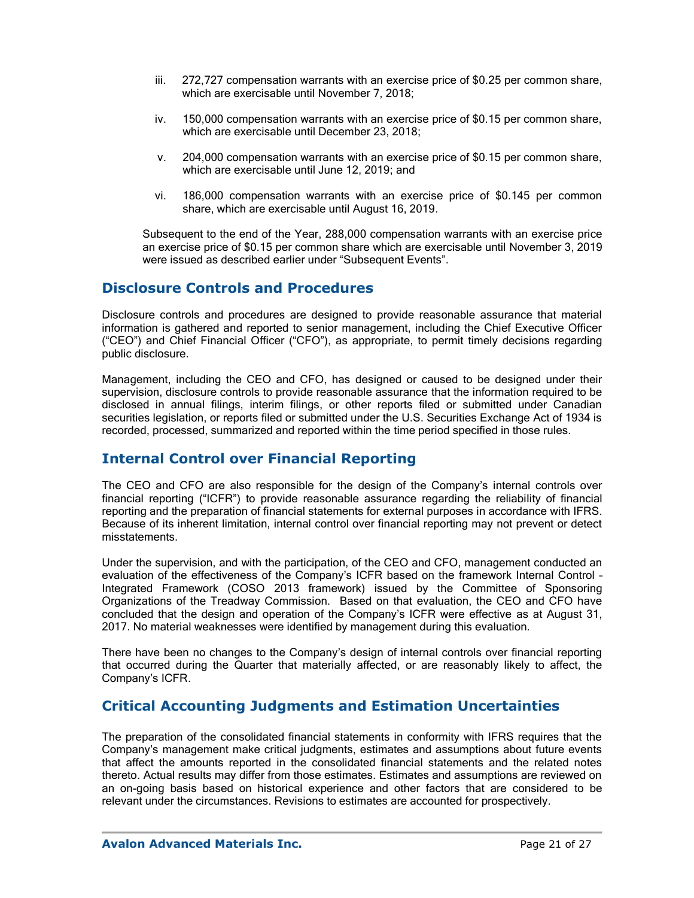iii. 272,727 compensation warrants with an exercise price of $0.25 per common share, which are exercisable until November 7, 2018;

iv. 150,000 compensation warrants with an exercise price of $0.15 per common share, which are exercisable until December 23, 2018;

v. 204,000 compensation warrants with an exercise price of $0.15 per common share, which are exercisable until June 12, 2019; and

vi. 186,000 compensation warrants with an exercise price of $0.145 per common share, which are exercisable until August 16, 2019.

Subsequent to the end of the Year, 288,000 compensation warrants with an exercise price an exercise price of $0.15 per common share which are exercisable until November 3, 2019 were issued as described earlier under "Subsequent Events".

## Disclosure Controls and Procedures

Disclosure controls and procedures are designed to provide reasonable assurance that material information is gathered and reported to senior management, including the Chief Executive Officer ("CEO") and Chief Financial Officer ("CFO"), as appropriate, to permit timely decisions regarding public disclosure.

Management, including the CEO and CFO, has designed or caused to be designed under their supervision, disclosure controls to provide reasonable assurance that the information required to be disclosed in annual filings, interim filings, or other reports filed or submitted under Canadian securities legislation, or reports filed or submitted under the U.S. Securities Exchange Act of 1934 is recorded, processed, summarized and reported within the time period specified in those rules.

## Internal Control over Financial Reporting

The CEO and CFO are also responsible for the design of the Company's internal controls over financial reporting ("ICFR") to provide reasonable assurance regarding the reliability of financial reporting and the preparation of financial statements for external purposes in accordance with IFRS. Because of its inherent limitation, internal control over financial reporting may not prevent or detect misstatements.

Under the supervision, and with the participation, of the CEO and CFO, management conducted an evaluation of the effectiveness of the Company's ICFR based on the framework Internal Control – Integrated Framework (COSO 2013 framework) issued by the Committee of Sponsoring Organizations of the Treadway Commission. Based on that evaluation, the CEO and CFO have concluded that the design and operation of the Company's ICFR were effective as at August 31, 2017. No material weaknesses were identified by management during this evaluation.

There have been no changes to the Company's design of internal controls over financial reporting that occurred during the Quarter that materially affected, or are reasonably likely to affect, the Company's ICFR.

## Critical Accounting Judgments and Estimation Uncertainties

The preparation of the consolidated financial statements in conformity with IFRS requires that the Company's management make critical judgments, estimates and assumptions about future events that affect the amounts reported in the consolidated financial statements and the related notes thereto. Actual results may differ from those estimates. Estimates and assumptions are reviewed on an on-going basis based on historical experience and other factors that are considered to be relevant under the circumstances. Revisions to estimates are accounted for prospectively.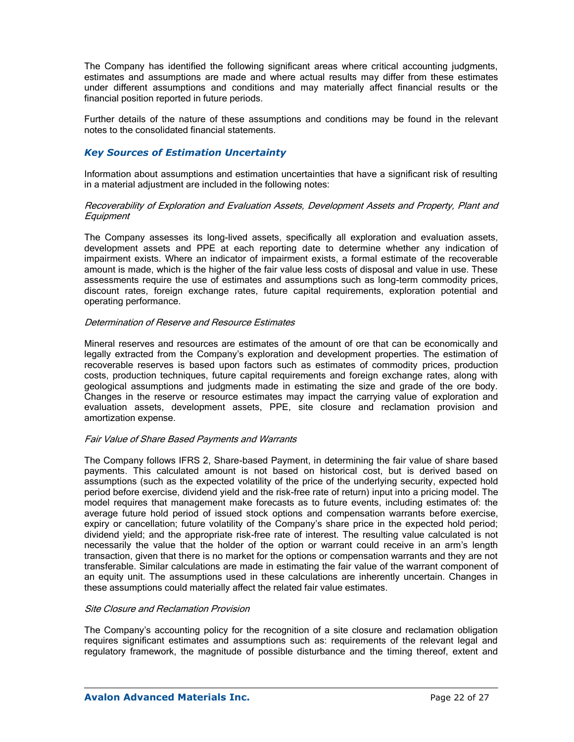The Company has identified the following significant areas where critical accounting judgments, estimates and assumptions are made and where actual results may differ from these estimates under different assumptions and conditions and may materially affect financial results or the financial position reported in future periods.

Further details of the nature of these assumptions and conditions may be found in the relevant notes to the consolidated financial statements.

### *Key Sources of Estimation Uncertainty*

Information about assumptions and estimation uncertainties that have a significant risk of resulting in a material adjustment are included in the following notes:

*Recoverability of Exploration and Evaluation Assets, Development Assets and Property, Plant and Equipment*

The Company assesses its long-lived assets, specifically all exploration and evaluation assets, development assets and PPE at each reporting date to determine whether any indication of impairment exists. Where an indicator of impairment exists, a formal estimate of the recoverable amount is made, which is the higher of the fair value less costs of disposal and value in use. These assessments require the use of estimates and assumptions such as long-term commodity prices, discount rates, foreign exchange rates, future capital requirements, exploration potential and operating performance.

*Determination of Reserve and Resource Estimates*

Mineral reserves and resources are estimates of the amount of ore that can be economically and legally extracted from the Company's exploration and development properties. The estimation of recoverable reserves is based upon factors such as estimates of commodity prices, production costs, production techniques, future capital requirements and foreign exchange rates, along with geological assumptions and judgments made in estimating the size and grade of the ore body. Changes in the reserve or resource estimates may impact the carrying value of exploration and evaluation assets, development assets, PPE, site closure and reclamation provision and amortization expense.

*Fair Value of Share Based Payments and Warrants*

The Company follows IFRS 2, Share-based Payment, in determining the fair value of share based payments. This calculated amount is not based on historical cost, but is derived based on assumptions (such as the expected volatility of the price of the underlying security, expected hold period before exercise, dividend yield and the risk-free rate of return) input into a pricing model. The model requires that management make forecasts as to future events, including estimates of: the average future hold period of issued stock options and compensation warrants before exercise, expiry or cancellation; future volatility of the Company's share price in the expected hold period; dividend yield; and the appropriate risk-free rate of interest. The resulting value calculated is not necessarily the value that the holder of the option or warrant could receive in an arm's length transaction, given that there is no market for the options or compensation warrants and they are not transferable. Similar calculations are made in estimating the fair value of the warrant component of an equity unit. The assumptions used in these calculations are inherently uncertain. Changes in these assumptions could materially affect the related fair value estimates.

*Site Closure and Reclamation Provision*

The Company's accounting policy for the recognition of a site closure and reclamation obligation requires significant estimates and assumptions such as: requirements of the relevant legal and regulatory framework, the magnitude of possible disturbance and the timing thereof, extent and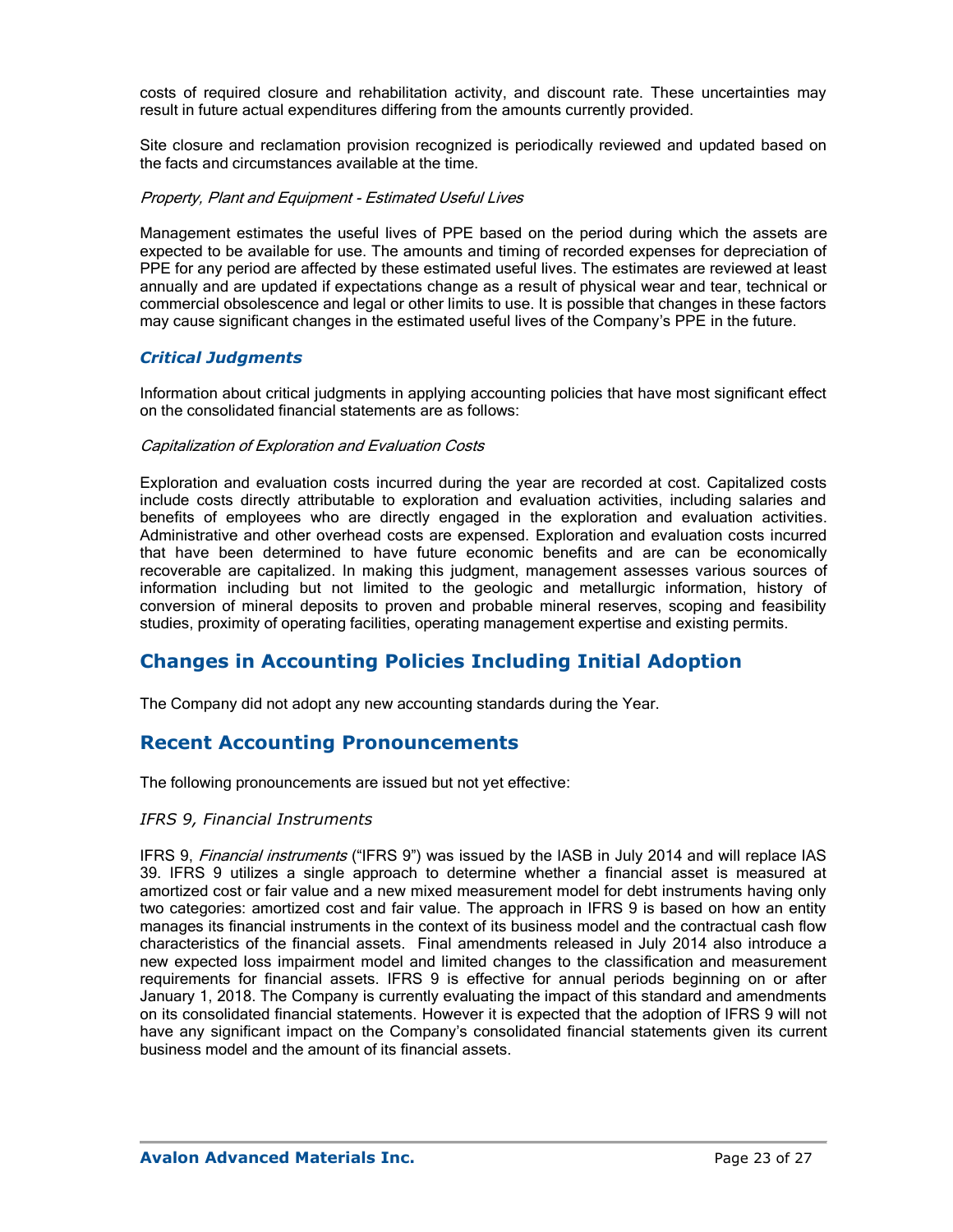costs of required closure and rehabilitation activity, and discount rate. These uncertainties may result in future actual expenditures differing from the amounts currently provided.

Site closure and reclamation provision recognized is periodically reviewed and updated based on the facts and circumstances available at the time.

*Property, Plant and Equipment - Estimated Useful Lives*

Management estimates the useful lives of PPE based on the period during which the assets are expected to be available for use. The amounts and timing of recorded expenses for depreciation of PPE for any period are affected by these estimated useful lives. The estimates are reviewed at least annually and are updated if expectations change as a result of physical wear and tear, technical or commercial obsolescence and legal or other limits to use. It is possible that changes in these factors may cause significant changes in the estimated useful lives of the Company's PPE in the future.

### *Critical Judgments*

Information about critical judgments in applying accounting policies that have most significant effect on the consolidated financial statements are as follows:

*Capitalization of Exploration and Evaluation Costs*

Exploration and evaluation costs incurred during the year are recorded at cost. Capitalized costs include costs directly attributable to exploration and evaluation activities, including salaries and benefits of employees who are directly engaged in the exploration and evaluation activities. Administrative and other overhead costs are expensed. Exploration and evaluation costs incurred that have been determined to have future economic benefits and are can be economically recoverable are capitalized. In making this judgment, management assesses various sources of information including but not limited to the geologic and metallurgic information, history of conversion of mineral deposits to proven and probable mineral reserves, scoping and feasibility studies, proximity of operating facilities, operating management expertise and existing permits.

## Changes in Accounting Policies Including Initial Adoption

The Company did not adopt any new accounting standards during the Year.

## Recent Accounting Pronouncements

The following pronouncements are issued but not yet effective:

*IFRS 9, Financial Instruments*

IFRS 9, *Financial instruments* ("IFRS 9") was issued by the IASB in July 2014 and will replace IAS 39. IFRS 9 utilizes a single approach to determine whether a financial asset is measured at amortized cost or fair value and a new mixed measurement model for debt instruments having only two categories: amortized cost and fair value. The approach in IFRS 9 is based on how an entity manages its financial instruments in the context of its business model and the contractual cash flow characteristics of the financial assets. Final amendments released in July 2014 also introduce a new expected loss impairment model and limited changes to the classification and measurement requirements for financial assets. IFRS 9 is effective for annual periods beginning on or after January 1, 2018. The Company is currently evaluating the impact of this standard and amendments on its consolidated financial statements. However it is expected that the adoption of IFRS 9 will not have any significant impact on the Company's consolidated financial statements given its current business model and the amount of its financial assets.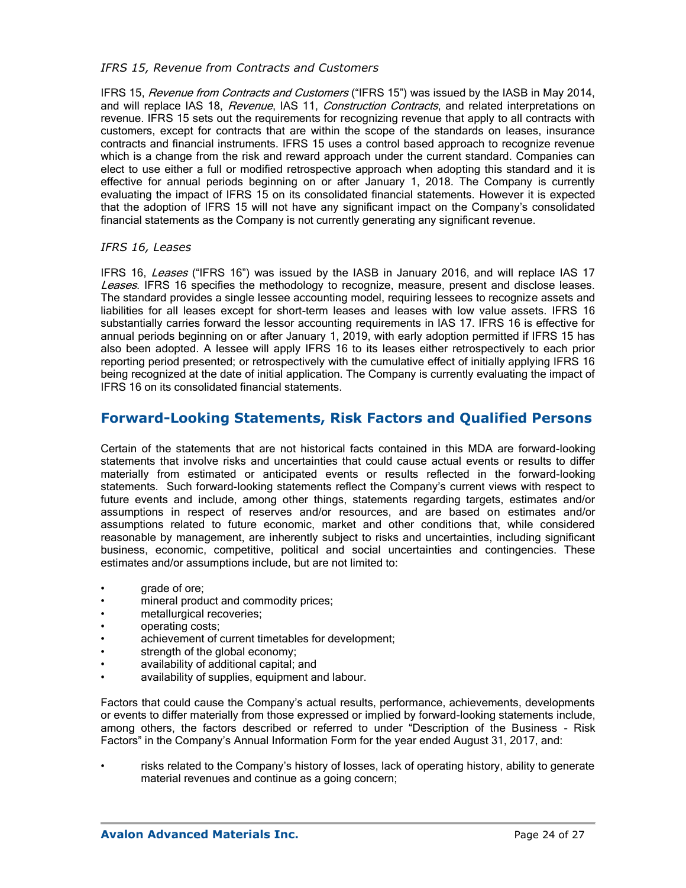### *IFRS 15, Revenue from Contracts and Customers*

IFRS 15, *Revenue from Contracts and Customers* ("IFRS 15") was issued by the IASB in May 2014, and will replace IAS 18, *Revenue*, IAS 11, *Construction Contracts*, and related interpretations on revenue. IFRS 15 sets out the requirements for recognizing revenue that apply to all contracts with customers, except for contracts that are within the scope of the standards on leases, insurance contracts and financial instruments. IFRS 15 uses a control based approach to recognize revenue which is a change from the risk and reward approach under the current standard. Companies can elect to use either a full or modified retrospective approach when adopting this standard and it is effective for annual periods beginning on or after January 1, 2018. The Company is currently evaluating the impact of IFRS 15 on its consolidated financial statements. However it is expected that the adoption of IFRS 15 will not have any significant impact on the Company's consolidated financial statements as the Company is not currently generating any significant revenue.

### *IFRS 16, Leases*

IFRS 16, *Leases* ("IFRS 16") was issued by the IASB in January 2016, and will replace IAS 17 *Leases*. IFRS 16 specifies the methodology to recognize, measure, present and disclose leases. The standard provides a single lessee accounting model, requiring lessees to recognize assets and liabilities for all leases except for short-term leases and leases with low value assets. IFRS 16 substantially carries forward the lessor accounting requirements in IAS 17. IFRS 16 is effective for annual periods beginning on or after January 1, 2019, with early adoption permitted if IFRS 15 has also been adopted. A lessee will apply IFRS 16 to its leases either retrospectively to each prior reporting period presented; or retrospectively with the cumulative effect of initially applying IFRS 16 being recognized at the date of initial application. The Company is currently evaluating the impact of IFRS 16 on its consolidated financial statements.

## Forward-Looking Statements, Risk Factors and Qualified Persons

Certain of the statements that are not historical facts contained in this MDA are forward-looking statements that involve risks and uncertainties that could cause actual events or results to differ materially from estimated or anticipated events or results reflected in the forward-looking statements. Such forward-looking statements reflect the Company's current views with respect to future events and include, among other things, statements regarding targets, estimates and/or assumptions in respect of reserves and/or resources, and are based on estimates and/or assumptions related to future economic, market and other conditions that, while considered reasonable by management, are inherently subject to risks and uncertainties, including significant business, economic, competitive, political and social uncertainties and contingencies. These estimates and/or assumptions include, but are not limited to:

- grade of ore;
- mineral product and commodity prices;
- metallurgical recoveries;
- operating costs;
- achievement of current timetables for development;
- strength of the global economy;
- availability of additional capital; and
- availability of supplies, equipment and labour.

Factors that could cause the Company's actual results, performance, achievements, developments or events to differ materially from those expressed or implied by forward-looking statements include, among others, the factors described or referred to under "Description of the Business - Risk Factors" in the Company's Annual Information Form for the year ended August 31, 2017, and:

- risks related to the Company's history of losses, lack of operating history, ability to generate material revenues and continue as a going concern;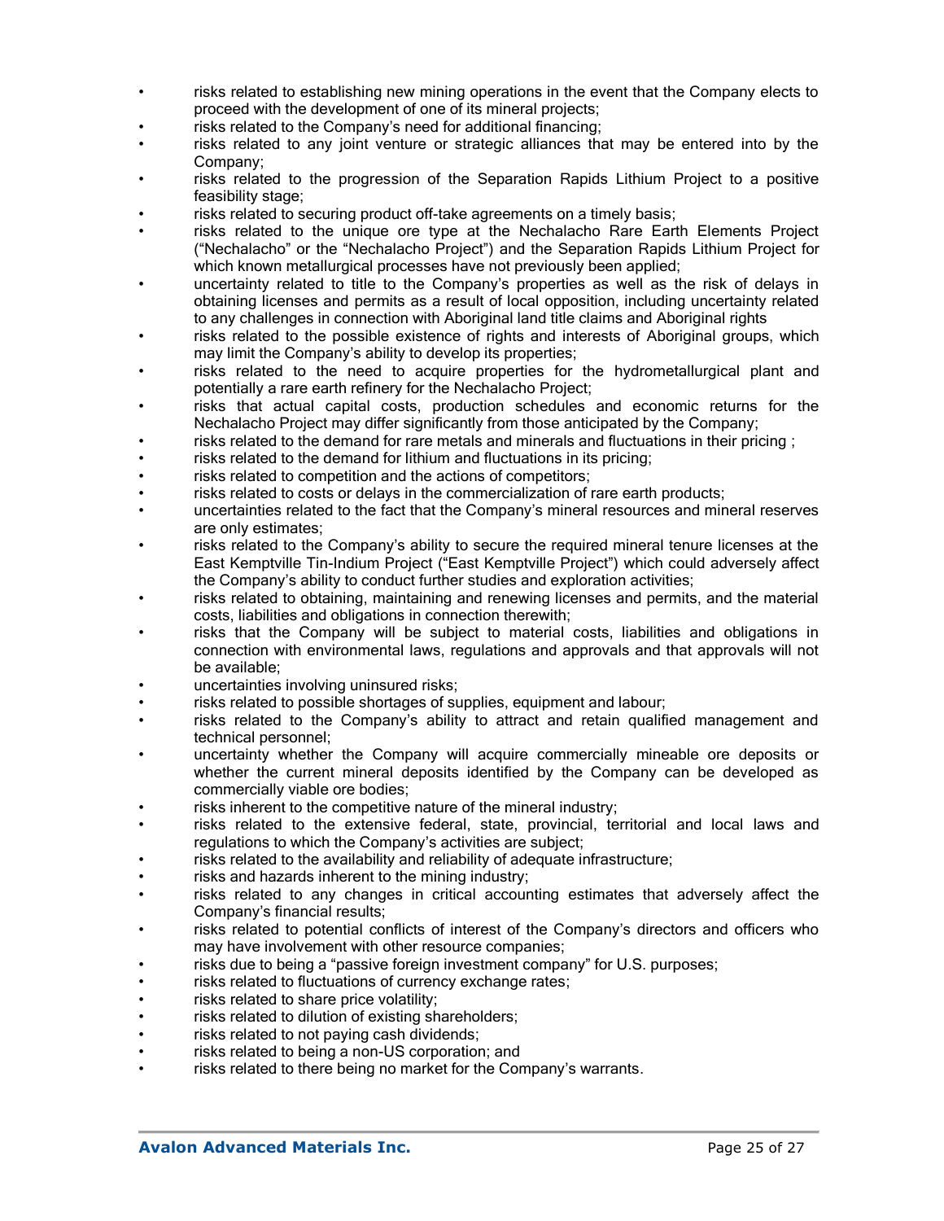- risks related to establishing new mining operations in the event that the Company elects to proceed with the development of one of its mineral projects;
- risks related to the Company's need for additional financing;
- risks related to any joint venture or strategic alliances that may be entered into by the Company;
- risks related to the progression of the Separation Rapids Lithium Project to a positive feasibility stage;
- risks related to securing product off-take agreements on a timely basis;
- risks related to the unique ore type at the Nechalacho Rare Earth Elements Project ("Nechalacho" or the "Nechalacho Project") and the Separation Rapids Lithium Project for which known metallurgical processes have not previously been applied;
- uncertainty related to title to the Company's properties as well as the risk of delays in obtaining licenses and permits as a result of local opposition, including uncertainty related to any challenges in connection with Aboriginal land title claims and Aboriginal rights
- risks related to the possible existence of rights and interests of Aboriginal groups, which may limit the Company's ability to develop its properties;
- risks related to the need to acquire properties for the hydrometallurgical plant and potentially a rare earth refinery for the Nechalacho Project;
- risks that actual capital costs, production schedules and economic returns for the Nechalacho Project may differ significantly from those anticipated by the Company;
- risks related to the demand for rare metals and minerals and fluctuations in their pricing ;
- risks related to the demand for lithium and fluctuations in its pricing;
- risks related to competition and the actions of competitors;
- risks related to costs or delays in the commercialization of rare earth products;
- uncertainties related to the fact that the Company's mineral resources and mineral reserves are only estimates;
- risks related to the Company's ability to secure the required mineral tenure licenses at the East Kemptville Tin-Indium Project ("East Kemptville Project") which could adversely affect the Company's ability to conduct further studies and exploration activities;
- risks related to obtaining, maintaining and renewing licenses and permits, and the material costs, liabilities and obligations in connection therewith;
- risks that the Company will be subject to material costs, liabilities and obligations in connection with environmental laws, regulations and approvals and that approvals will not be available;
- uncertainties involving uninsured risks;
- risks related to possible shortages of supplies, equipment and labour;
- risks related to the Company's ability to attract and retain qualified management and technical personnel;
- uncertainty whether the Company will acquire commercially mineable ore deposits or whether the current mineral deposits identified by the Company can be developed as commercially viable ore bodies;
- risks inherent to the competitive nature of the mineral industry;
- risks related to the extensive federal, state, provincial, territorial and local laws and regulations to which the Company's activities are subject;
- risks related to the availability and reliability of adequate infrastructure;
- risks and hazards inherent to the mining industry;
- risks related to any changes in critical accounting estimates that adversely affect the Company's financial results;
- risks related to potential conflicts of interest of the Company's directors and officers who may have involvement with other resource companies;
- risks due to being a "passive foreign investment company" for U.S. purposes;
- risks related to fluctuations of currency exchange rates;
- risks related to share price volatility;
- risks related to dilution of existing shareholders;
- risks related to not paying cash dividends;
- risks related to being a non-US corporation; and
- risks related to there being no market for the Company's warrants.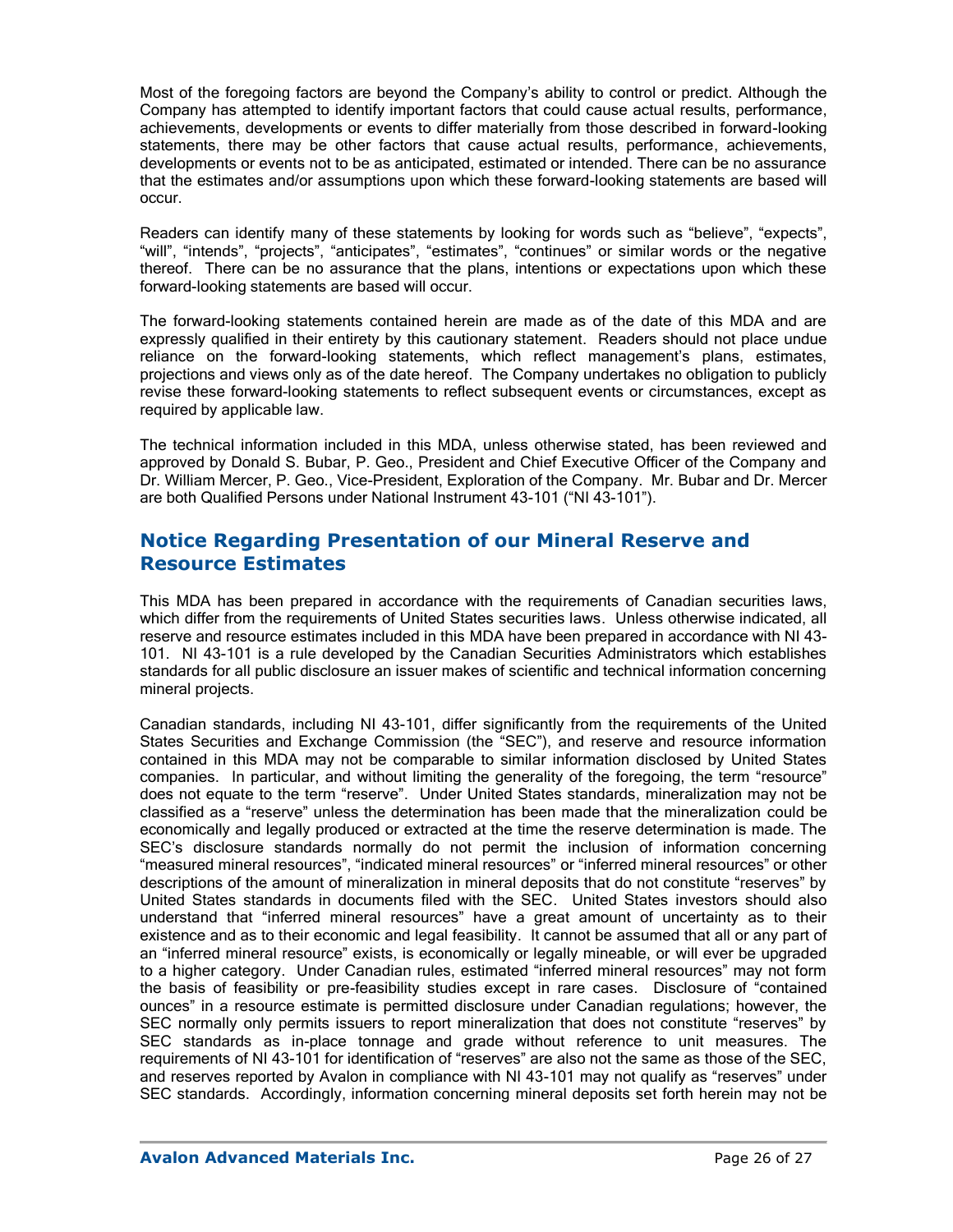Most of the foregoing factors are beyond the Company's ability to control or predict. Although the Company has attempted to identify important factors that could cause actual results, performance, achievements, developments or events to differ materially from those described in forward-looking statements, there may be other factors that cause actual results, performance, achievements, developments or events not to be as anticipated, estimated or intended. There can be no assurance that the estimates and/or assumptions upon which these forward-looking statements are based will occur.

Readers can identify many of these statements by looking for words such as "believe", "expects", "will", "intends", "projects", "anticipates", "estimates", "continues" or similar words or the negative thereof. There can be no assurance that the plans, intentions or expectations upon which these forward-looking statements are based will occur.

The forward-looking statements contained herein are made as of the date of this MDA and are expressly qualified in their entirety by this cautionary statement. Readers should not place undue reliance on the forward-looking statements, which reflect management's plans, estimates, projections and views only as of the date hereof. The Company undertakes no obligation to publicly revise these forward-looking statements to reflect subsequent events or circumstances, except as required by applicable law.

The technical information included in this MDA, unless otherwise stated, has been reviewed and approved by Donald S. Bubar, P. Geo., President and Chief Executive Officer of the Company and Dr. William Mercer, P. Geo., Vice-President, Exploration of the Company. Mr. Bubar and Dr. Mercer are both Qualified Persons under National Instrument 43-101 ("NI 43-101").

## Notice Regarding Presentation of our Mineral Reserve and Resource Estimates

This MDA has been prepared in accordance with the requirements of Canadian securities laws, which differ from the requirements of United States securities laws. Unless otherwise indicated, all reserve and resource estimates included in this MDA have been prepared in accordance with NI 43-101. NI 43-101 is a rule developed by the Canadian Securities Administrators which establishes standards for all public disclosure an issuer makes of scientific and technical information concerning mineral projects.

Canadian standards, including NI 43-101, differ significantly from the requirements of the United States Securities and Exchange Commission (the "SEC"), and reserve and resource information contained in this MDA may not be comparable to similar information disclosed by United States companies. In particular, and without limiting the generality of the foregoing, the term "resource" does not equate to the term "reserve". Under United States standards, mineralization may not be classified as a "reserve" unless the determination has been made that the mineralization could be economically and legally produced or extracted at the time the reserve determination is made. The SEC's disclosure standards normally do not permit the inclusion of information concerning "measured mineral resources", "indicated mineral resources" or "inferred mineral resources" or other descriptions of the amount of mineralization in mineral deposits that do not constitute "reserves" by United States standards in documents filed with the SEC. United States investors should also understand that "inferred mineral resources" have a great amount of uncertainty as to their existence and as to their economic and legal feasibility. It cannot be assumed that all or any part of an "inferred mineral resource" exists, is economically or legally mineable, or will ever be upgraded to a higher category. Under Canadian rules, estimated "inferred mineral resources" may not form the basis of feasibility or pre-feasibility studies except in rare cases. Disclosure of "contained ounces" in a resource estimate is permitted disclosure under Canadian regulations; however, the SEC normally only permits issuers to report mineralization that does not constitute "reserves" by SEC standards as in-place tonnage and grade without reference to unit measures. The requirements of NI 43-101 for identification of "reserves" are also not the same as those of the SEC, and reserves reported by Avalon in compliance with NI 43-101 may not qualify as "reserves" under SEC standards. Accordingly, information concerning mineral deposits set forth herein may not be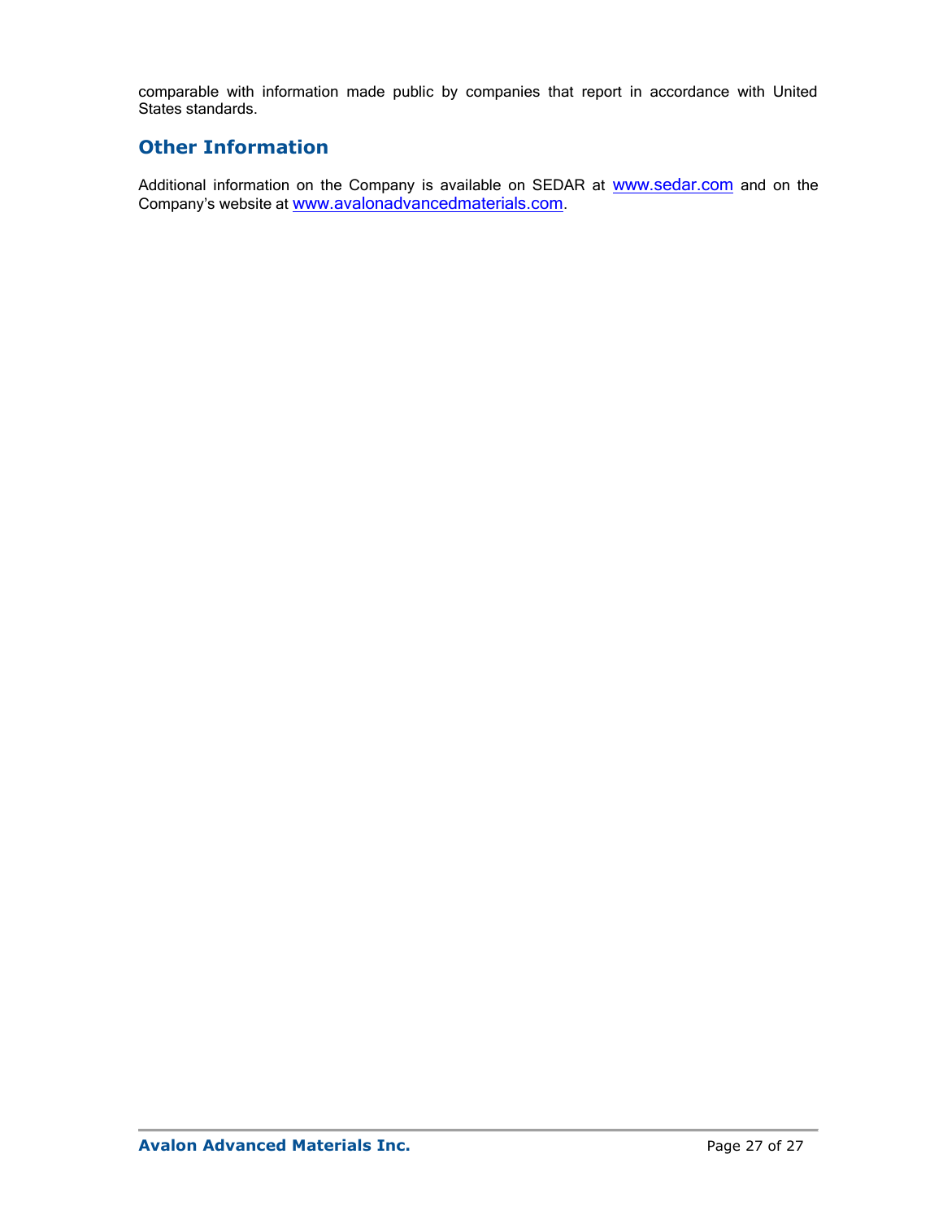comparable with information made public by companies that report in accordance with United States standards.

## Other Information

Additional information on the Company is available on SEDAR at www.sedar.com and on the Company's website at www.avalonadvancedmaterials.com.